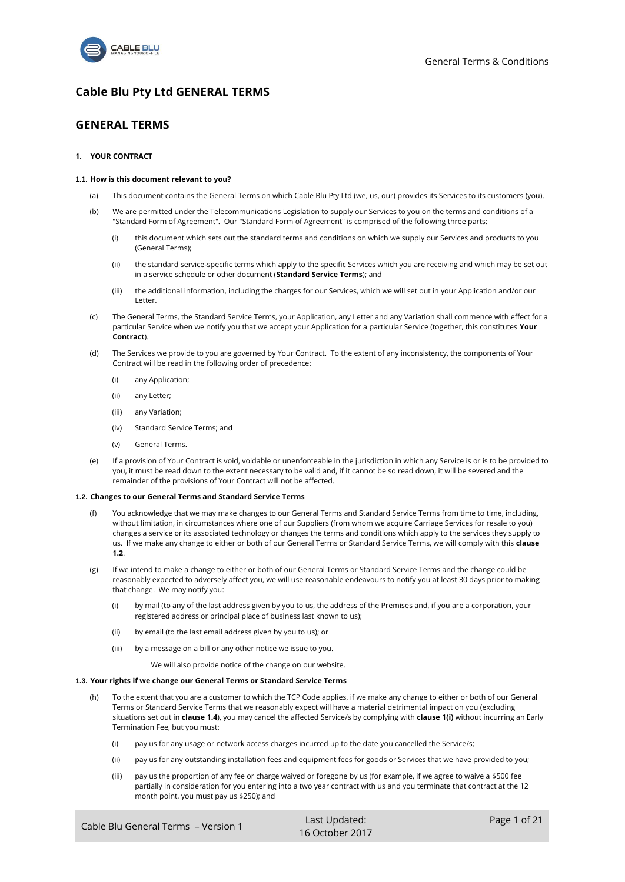# Cable Blu Pty Ltd GENERAL TERMS

## GENERAL TERMS

### 1. YOUR CONTRACT

#### 1.1. How is this document relevant to you?

(a) This document contains the General Terms on which Cable Blu Pty Ltd (we, us, our) provides its Services to its customers (you).

(b) We are permitted under the Telecommunications Legislation to supply our Services to you on the terms and conditions of a "Standard Form of Agreement". Our "Standard Form of Agreement" is comprised of the following three parts:

(i) this document which sets out the standard terms and conditions on which we supply our Services and products to you (General Terms);

(ii) the standard service-specific terms which apply to the specific Services which you are receiving and which may be set out in a service schedule or other document (**Standard Service Terms**); and

(iii) the additional information, including the charges for our Services, which we will set out in your Application and/or our Letter.

(c) The General Terms, the Standard Service Terms, your Application, any Letter and any Variation shall commence with effect for a particular Service when we notify you that we accept your Application for a particular Service (together, this constitutes **Your Contract**).

(d) The Services we provide to you are governed by Your Contract. To the extent of any inconsistency, the components of Your Contract will be read in the following order of precedence:

(i) any Application;

(ii) any Letter;

(iii) any Variation;

(iv) Standard Service Terms; and

(v) General Terms.

(e) If a provision of Your Contract is void, voidable or unenforceable in the jurisdiction in which any Service is or is to be provided to you, it must be read down to the extent necessary to be valid and, if it cannot be so read down, it will be severed and the remainder of the provisions of Your Contract will not be affected.

#### 1.2. Changes to our General Terms and Standard Service Terms

(f) You acknowledge that we may make changes to our General Terms and Standard Service Terms from time to time, including, without limitation, in circumstances where one of our Suppliers (from whom we acquire Carriage Services for resale to you) changes a service or its associated technology or changes the terms and conditions which apply to the services they supply to us. If we make any change to either or both of our General Terms or Standard Service Terms, we will comply with this **clause 1.2**.

(g) If we intend to make a change to either or both of our General Terms or Standard Service Terms and the change could be reasonably expected to adversely affect you, we will use reasonable endeavours to notify you at least 30 days prior to making that change. We may notify you:

(i) by mail (to any of the last address given by you to us, the address of the Premises and, if you are a corporation, your registered address or principal place of business last known to us);

(ii) by email (to the last email address given by you to us); or

(iii) by a message on a bill or any other notice we issue to you.

We will also provide notice of the change on our website.

#### 1.3. Your rights if we change our General Terms or Standard Service Terms

(h) To the extent that you are a customer to which the TCP Code applies, if we make any change to either or both of our General Terms or Standard Service Terms that we reasonably expect will have a material detrimental impact on you (excluding situations set out in **clause 1.4**), you may cancel the affected Service/s by complying with **clause 1(i)** without incurring an Early Termination Fee, but you must:

(i) pay us for any usage or network access charges incurred up to the date you cancelled the Service/s;

(ii) pay us for any outstanding installation fees and equipment fees for goods or Services that we have provided to you;

(iii) pay us the proportion of any fee or charge waived or foregone by us (for example, if we agree to waive a $500 fee partially in consideration for you entering into a two year contract with us and you terminate that contract at the 12 month point, you must pay us $250); and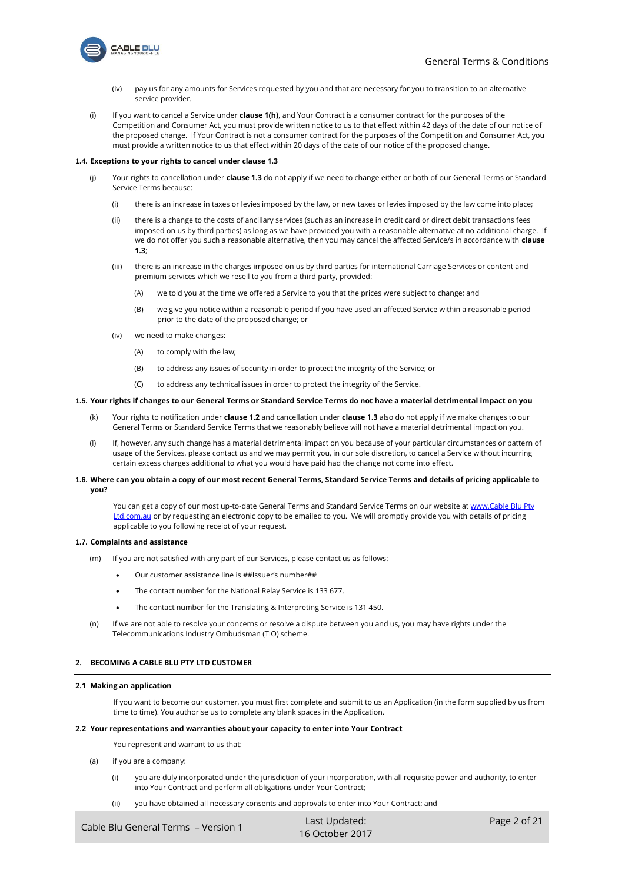(iv) pay us for any amounts for Services requested by you and that are necessary for you to transition to an alternative service provider.

(i) If you want to cancel a Service under **clause 1(h)**, and Your Contract is a consumer contract for the purposes of the Competition and Consumer Act, you must provide written notice to us to that effect within 42 days of the date of our notice of the proposed change. If Your Contract is not a consumer contract for the purposes of the Competition and Consumer Act, you must provide a written notice to us that effect within 20 days of the date of our notice of the proposed change.

### 1.4. Exceptions to your rights to cancel under clause 1.3

(j) Your rights to cancellation under **clause 1.3** do not apply if we need to change either or both of our General Terms or Standard Service Terms because:

- (i) there is an increase in taxes or levies imposed by the law, or new taxes or levies imposed by the law come into place;
- (ii) there is a change to the costs of ancillary services (such as an increase in credit card or direct debit transactions fees imposed on us by third parties) as long as we have provided you with a reasonable alternative at no additional charge. If we do not offer you such a reasonable alternative, then you may cancel the affected Service/s in accordance with **clause 1.3**;
- (iii) there is an increase in the charges imposed on us by third parties for international Carriage Services or content and premium services which we resell to you from a third party, provided:
  - (A) we told you at the time we offered a Service to you that the prices were subject to change; and
  - (B) we give you notice within a reasonable period if you have used an affected Service within a reasonable period prior to the date of the proposed change; or
- (iv) we need to make changes:
  - (A) to comply with the law;
  - (B) to address any issues of security in order to protect the integrity of the Service; or
  - (C) to address any technical issues in order to protect the integrity of the Service.

### 1.5. Your rights if changes to our General Terms or Standard Service Terms do not have a material detrimental impact on you

(k) Your rights to notification under **clause 1.2** and cancellation under **clause 1.3** also do not apply if we make changes to our General Terms or Standard Service Terms that we reasonably believe will not have a material detrimental impact on you.

(l) If, however, any such change has a material detrimental impact on you because of your particular circumstances or pattern of usage of the Services, please contact us and we may permit you, in our sole discretion, to cancel a Service without incurring certain excess charges additional to what you would have paid had the change not come into effect.

### 1.6. Where can you obtain a copy of our most recent General Terms, Standard Service Terms and details of pricing applicable to you?

You can get a copy of our most up-to-date General Terms and Standard Service Terms on our website at www.Cable Blu Pty Ltd.com.au or by requesting an electronic copy to be emailed to you. We will promptly provide you with details of pricing applicable to you following receipt of your request.

### 1.7. Complaints and assistance

(m) If you are not satisfied with any part of our Services, please contact us as follows:

- Our customer assistance line is ##Issuer's number##
- The contact number for the National Relay Service is 133 677.
- The contact number for the Translating & Interpreting Service is 131 450.

(n) If we are not able to resolve your concerns or resolve a dispute between you and us, you may have rights under the Telecommunications Industry Ombudsman (TIO) scheme.

## 2. BECOMING A CABLE BLU PTY LTD CUSTOMER

### 2.1 Making an application

If you want to become our customer, you must first complete and submit to us an Application (in the form supplied by us from time to time). You authorise us to complete any blank spaces in the Application.

### 2.2 Your representations and warranties about your capacity to enter into Your Contract

You represent and warrant to us that:

(a) if you are a company:

- (i) you are duly incorporated under the jurisdiction of your incorporation, with all requisite power and authority, to enter into Your Contract and perform all obligations under Your Contract;
- (ii) you have obtained all necessary consents and approvals to enter into Your Contract; and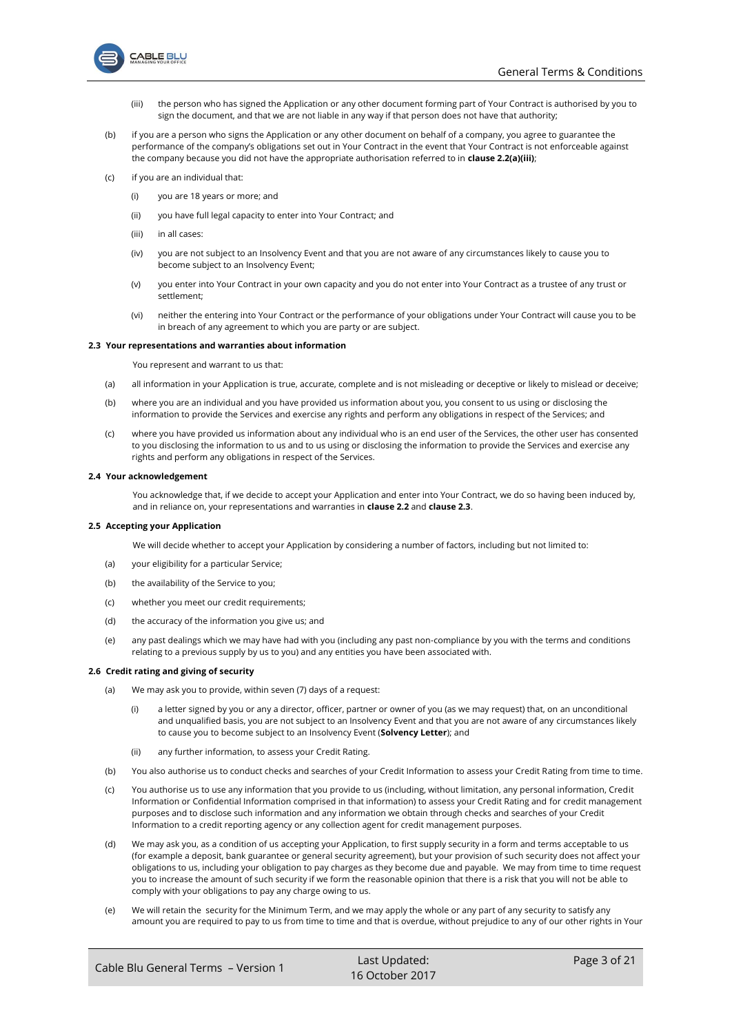(iii) the person who has signed the Application or any other document forming part of Your Contract is authorised by you to sign the document, and that we are not liable in any way if that person does not have that authority;

(b) if you are a person who signs the Application or any other document on behalf of a company, you agree to guarantee the performance of the company's obligations set out in Your Contract in the event that Your Contract is not enforceable against the company because you did not have the appropriate authorisation referred to in **clause 2.2(a)(iii)**;

(c) if you are an individual that:

(i) you are 18 years or more; and

(ii) you have full legal capacity to enter into Your Contract; and

(iii) in all cases:

(iv) you are not subject to an Insolvency Event and that you are not aware of any circumstances likely to cause you to become subject to an Insolvency Event;

(v) you enter into Your Contract in your own capacity and you do not enter into Your Contract as a trustee of any trust or settlement;

(vi) neither the entering into Your Contract or the performance of your obligations under Your Contract will cause you to be in breach of any agreement to which you are party or are subject.

**2.3 Your representations and warranties about information**

You represent and warrant to us that:

(a) all information in your Application is true, accurate, complete and is not misleading or deceptive or likely to mislead or deceive;

(b) where you are an individual and you have provided us information about you, you consent to us using or disclosing the information to provide the Services and exercise any rights and perform any obligations in respect of the Services; and

(c) where you have provided us information about any individual who is an end user of the Services, the other user has consented to you disclosing the information to us and to us using or disclosing the information to provide the Services and exercise any rights and perform any obligations in respect of the Services.

**2.4 Your acknowledgement**

You acknowledge that, if we decide to accept your Application and enter into Your Contract, we do so having been induced by, and in reliance on, your representations and warranties in **clause 2.2** and **clause 2.3**.

**2.5 Accepting your Application**

We will decide whether to accept your Application by considering a number of factors, including but not limited to:

(a) your eligibility for a particular Service;

(b) the availability of the Service to you;

(c) whether you meet our credit requirements;

(d) the accuracy of the information you give us; and

(e) any past dealings which we may have had with you (including any past non-compliance by you with the terms and conditions relating to a previous supply by us to you) and any entities you have been associated with.

**2.6 Credit rating and giving of security**

(a) We may ask you to provide, within seven (7) days of a request:

(i) a letter signed by you or any a director, officer, partner or owner of you (as we may request) that, on an unconditional and unqualified basis, you are not subject to an Insolvency Event and that you are not aware of any circumstances likely to cause you to become subject to an Insolvency Event (**Solvency Letter**); and

(ii) any further information, to assess your Credit Rating.

(b) You also authorise us to conduct checks and searches of your Credit Information to assess your Credit Rating from time to time.

(c) You authorise us to use any information that you provide to us (including, without limitation, any personal information, Credit Information or Confidential Information comprised in that information) to assess your Credit Rating and for credit management purposes and to disclose such information and any information we obtain through checks and searches of your Credit Information to a credit reporting agency or any collection agent for credit management purposes.

(d) We may ask you, as a condition of us accepting your Application, to first supply security in a form and terms acceptable to us (for example a deposit, bank guarantee or general security agreement), but your provision of such security does not affect your obligations to us, including your obligation to pay charges as they become due and payable. We may from time to time request you to increase the amount of such security if we form the reasonable opinion that there is a risk that you will not be able to comply with your obligations to pay any charge owing to us.

(e) We will retain the security for the Minimum Term, and we may apply the whole or any part of any security to satisfy any amount you are required to pay to us from time to time and that is overdue, without prejudice to any of our other rights in Your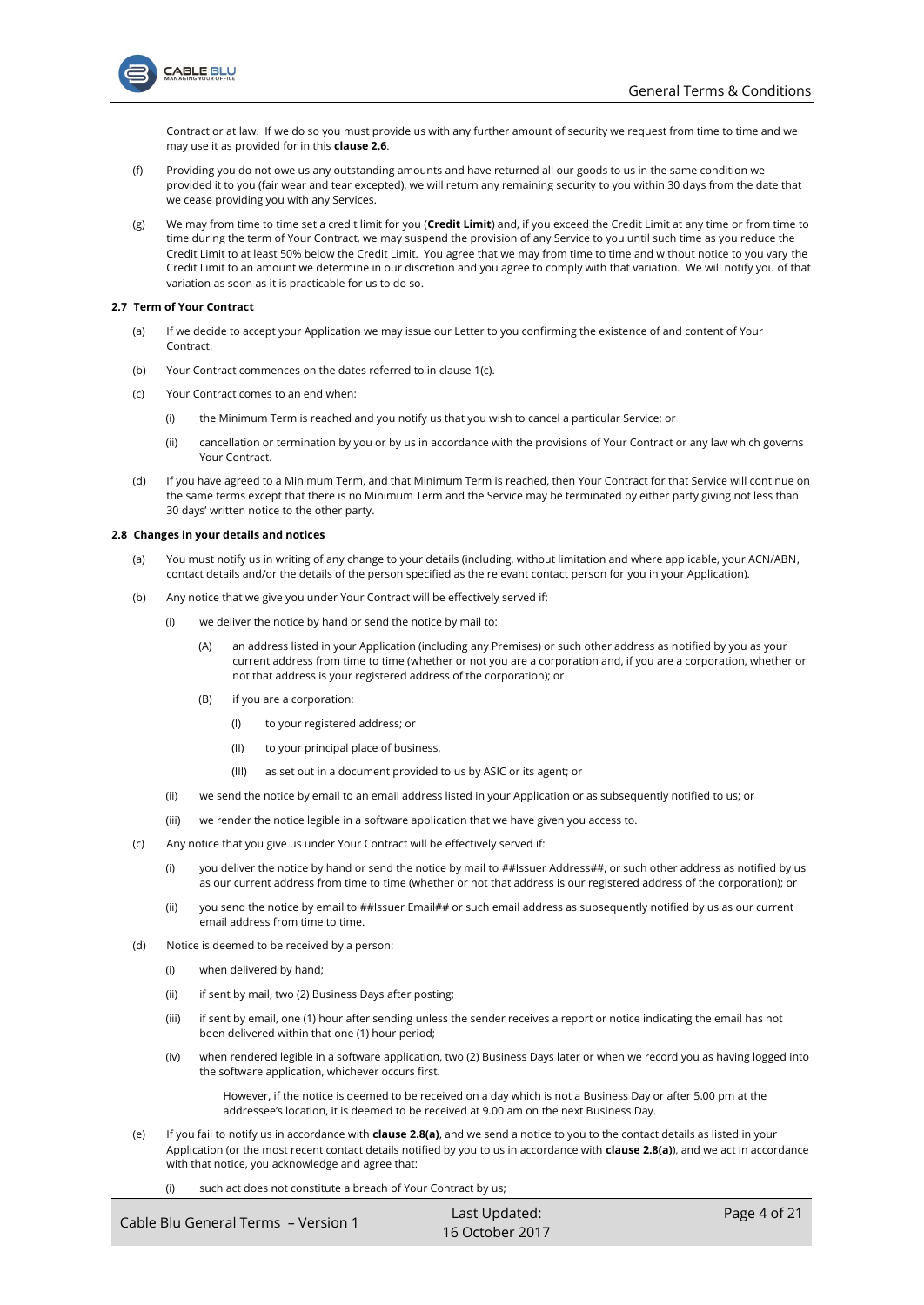Contract or at law. If we do so you must provide us with any further amount of security we request from time to time and we may use it as provided for in this **clause 2.6**.

(f) Providing you do not owe us any outstanding amounts and have returned all our goods to us in the same condition we provided it to you (fair wear and tear excepted), we will return any remaining security to you within 30 days from the date that we cease providing you with any Services.

(g) We may from time to time set a credit limit for you (**Credit Limit**) and, if you exceed the Credit Limit at any time or from time to time during the term of Your Contract, we may suspend the provision of any Service to you until such time as you reduce the Credit Limit to at least 50% below the Credit Limit. You agree that we may from time to time and without notice to you vary the Credit Limit to an amount we determine in our discretion and you agree to comply with that variation. We will notify you of that variation as soon as it is practicable for us to do so.

**2.7 Term of Your Contract**

(a) If we decide to accept your Application we may issue our Letter to you confirming the existence of and content of Your Contract.

(b) Your Contract commences on the dates referred to in clause 1(c).

(c) Your Contract comes to an end when:

  (i) the Minimum Term is reached and you notify us that you wish to cancel a particular Service; or

  (ii) cancellation or termination by you or by us in accordance with the provisions of Your Contract or any law which governs Your Contract.

(d) If you have agreed to a Minimum Term, and that Minimum Term is reached, then Your Contract for that Service will continue on the same terms except that there is no Minimum Term and the Service may be terminated by either party giving not less than 30 days' written notice to the other party.

**2.8 Changes in your details and notices**

(a) You must notify us in writing of any change to your details (including, without limitation and where applicable, your ACN/ABN, contact details and/or the details of the person specified as the relevant contact person for you in your Application).

(b) Any notice that we give you under Your Contract will be effectively served if:

  (i) we deliver the notice by hand or send the notice by mail to:

    (A) an address listed in your Application (including any Premises) or such other address as notified by you as your current address from time to time (whether or not you are a corporation and, if you are a corporation, whether or not that address is your registered address of the corporation); or

    (B) if you are a corporation:

      (I) to your registered address; or

      (II) to your principal place of business,

      (III) as set out in a document provided to us by ASIC or its agent; or

  (ii) we send the notice by email to an email address listed in your Application or as subsequently notified to us; or

  (iii) we render the notice legible in a software application that we have given you access to.

(c) Any notice that you give us under Your Contract will be effectively served if:

  (i) you deliver the notice by hand or send the notice by mail to ##Issuer Address##, or such other address as notified by us as our current address from time to time (whether or not that address is our registered address of the corporation); or

  (ii) you send the notice by email to ##Issuer Email## or such email address as subsequently notified by us as our current email address from time to time.

(d) Notice is deemed to be received by a person:

  (i) when delivered by hand;

  (ii) if sent by mail, two (2) Business Days after posting;

  (iii) if sent by email, one (1) hour after sending unless the sender receives a report or notice indicating the email has not been delivered within that one (1) hour period;

  (iv) when rendered legible in a software application, two (2) Business Days later or when we record you as having logged into the software application, whichever occurs first.

  However, if the notice is deemed to be received on a day which is not a Business Day or after 5.00 pm at the addressee's location, it is deemed to be received at 9.00 am on the next Business Day.

(e) If you fail to notify us in accordance with **clause 2.8(a)**, and we send a notice to you to the contact details as listed in your Application (or the most recent contact details notified by you to us in accordance with **clause 2.8(a)**), and we act in accordance with that notice, you acknowledge and agree that:

  (i) such act does not constitute a breach of Your Contract by us;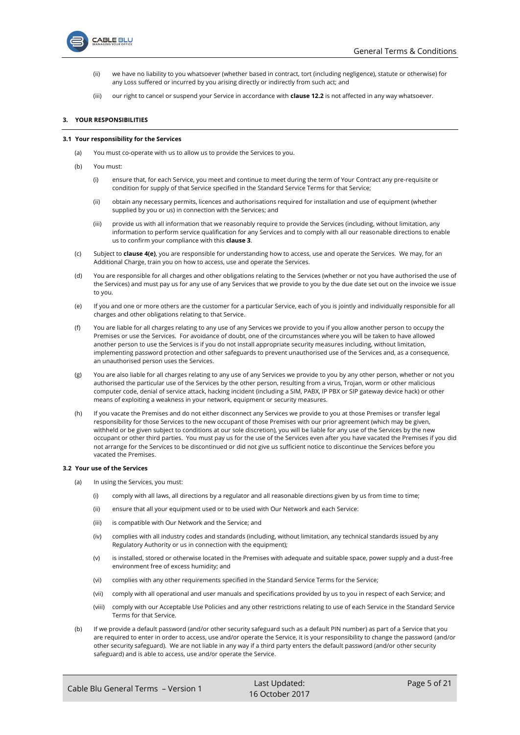(ii) we have no liability to you whatsoever (whether based in contract, tort (including negligence), statute or otherwise) for any Loss suffered or incurred by you arising directly or indirectly from such act; and

(iii) our right to cancel or suspend your Service in accordance with **clause 12.2** is not affected in any way whatsoever.

## 3. YOUR RESPONSIBILITIES

### 3.1 Your responsibility for the Services

(a) You must co-operate with us to allow us to provide the Services to you.

(b) You must:

(i) ensure that, for each Service, you meet and continue to meet during the term of Your Contract any pre-requisite or condition for supply of that Service specified in the Standard Service Terms for that Service;

(ii) obtain any necessary permits, licences and authorisations required for installation and use of equipment (whether supplied by you or us) in connection with the Services; and

(iii) provide us with all information that we reasonably require to provide the Services (including, without limitation, any information to perform service qualification for any Services and to comply with all our reasonable directions to enable us to confirm your compliance with this **clause 3**.

(c) Subject to **clause 4(e)**, you are responsible for understanding how to access, use and operate the Services. We may, for an Additional Charge, train you on how to access, use and operate the Services.

(d) You are responsible for all charges and other obligations relating to the Services (whether or not you have authorised the use of the Services) and must pay us for any use of any Services that we provide to you by the due date set out on the invoice we issue to you.

(e) If you and one or more others are the customer for a particular Service, each of you is jointly and individually responsible for all charges and other obligations relating to that Service.

(f) You are liable for all charges relating to any use of any Services we provide to you if you allow another person to occupy the Premises or use the Services. For avoidance of doubt, one of the circumstances where you will be taken to have allowed another person to use the Services is if you do not install appropriate security measures including, without limitation, implementing password protection and other safeguards to prevent unauthorised use of the Services and, as a consequence, an unauthorised person uses the Services.

(g) You are also liable for all charges relating to any use of any Services we provide to you by any other person, whether or not you authorised the particular use of the Services by the other person, resulting from a virus, Trojan, worm or other malicious computer code, denial of service attack, hacking incident (including a SIM, PABX, IP PBX or SIP gateway device hack) or other means of exploiting a weakness in your network, equipment or security measures.

(h) If you vacate the Premises and do not either disconnect any Services we provide to you at those Premises or transfer legal responsibility for those Services to the new occupant of those Premises with our prior agreement (which may be given, withheld or be given subject to conditions at our sole discretion), you will be liable for any use of the Services by the new occupant or other third parties. You must pay us for the use of the Services even after you have vacated the Premises if you did not arrange for the Services to be discontinued or did not give us sufficient notice to discontinue the Services before you vacated the Premises.

### 3.2 Your use of the Services

(a) In using the Services, you must:

(i) comply with all laws, all directions by a regulator and all reasonable directions given by us from time to time;

(ii) ensure that all your equipment used or to be used with Our Network and each Service:

(iii) is compatible with Our Network and the Service; and

(iv) complies with all industry codes and standards (including, without limitation, any technical standards issued by any Regulatory Authority or us in connection with the equipment);

(v) is installed, stored or otherwise located in the Premises with adequate and suitable space, power supply and a dust-free environment free of excess humidity; and

(vi) complies with any other requirements specified in the Standard Service Terms for the Service;

(vii) comply with all operational and user manuals and specifications provided by us to you in respect of each Service; and

(viii) comply with our Acceptable Use Policies and any other restrictions relating to use of each Service in the Standard Service Terms for that Service.

(b) If we provide a default password (and/or other security safeguard such as a default PIN number) as part of a Service that you are required to enter in order to access, use and/or operate the Service, it is your responsibility to change the password (and/or other security safeguard). We are not liable in any way if a third party enters the default password (and/or other security safeguard) and is able to access, use and/or operate the Service.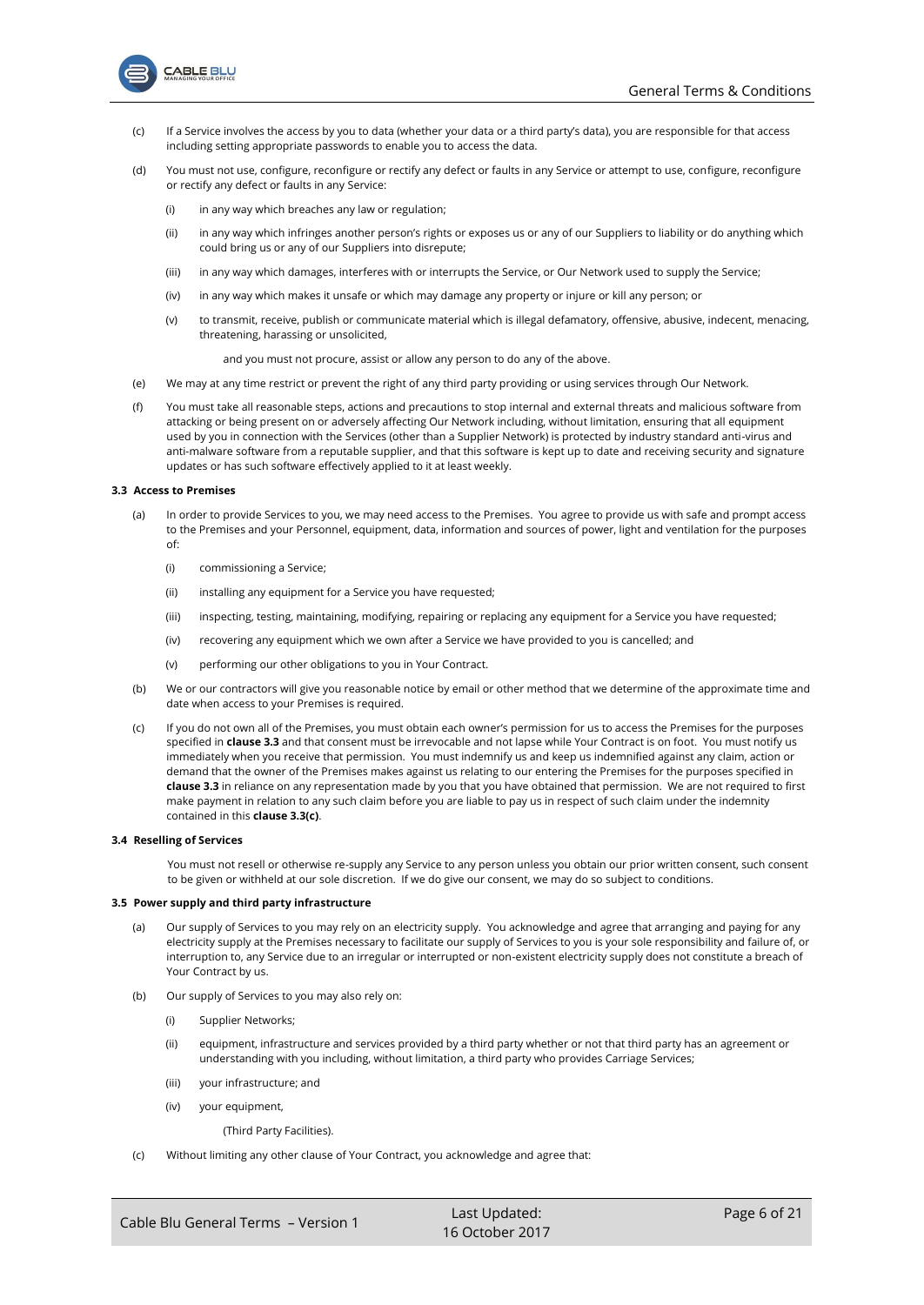(c) If a Service involves the access by you to data (whether your data or a third party's data), you are responsible for that access including setting appropriate passwords to enable you to access the data.

(d) You must not use, configure, reconfigure or rectify any defect or faults in any Service or attempt to use, configure, reconfigure or rectify any defect or faults in any Service:

(i) in any way which breaches any law or regulation;

(ii) in any way which infringes another person's rights or exposes us or any of our Suppliers to liability or do anything which could bring us or any of our Suppliers into disrepute;

(iii) in any way which damages, interferes with or interrupts the Service, or Our Network used to supply the Service;

(iv) in any way which makes it unsafe or which may damage any property or injure or kill any person; or

(v) to transmit, receive, publish or communicate material which is illegal defamatory, offensive, abusive, indecent, menacing, threatening, harassing or unsolicited,

and you must not procure, assist or allow any person to do any of the above.

(e) We may at any time restrict or prevent the right of any third party providing or using services through Our Network.

(f) You must take all reasonable steps, actions and precautions to stop internal and external threats and malicious software from attacking or being present on or adversely affecting Our Network including, without limitation, ensuring that all equipment used by you in connection with the Services (other than a Supplier Network) is protected by industry standard anti-virus and anti-malware software from a reputable supplier, and that this software is kept up to date and receiving security and signature updates or has such software effectively applied to it at least weekly.

**3.3 Access to Premises**

(a) In order to provide Services to you, we may need access to the Premises. You agree to provide us with safe and prompt access to the Premises and your Personnel, equipment, data, information and sources of power, light and ventilation for the purposes of:

(i) commissioning a Service;

(ii) installing any equipment for a Service you have requested;

(iii) inspecting, testing, maintaining, modifying, repairing or replacing any equipment for a Service you have requested;

(iv) recovering any equipment which we own after a Service we have provided to you is cancelled; and

(v) performing our other obligations to you in Your Contract.

(b) We or our contractors will give you reasonable notice by email or other method that we determine of the approximate time and date when access to your Premises is required.

(c) If you do not own all of the Premises, you must obtain each owner's permission for us to access the Premises for the purposes specified in **clause 3.3** and that consent must be irrevocable and not lapse while Your Contract is on foot. You must notify us immediately when you receive that permission. You must indemnify us and keep us indemnified against any claim, action or demand that the owner of the Premises makes against us relating to our entering the Premises for the purposes specified in **clause 3.3** in reliance on any representation made by you that you have obtained that permission. We are not required to first make payment in relation to any such claim before you are liable to pay us in respect of such claim under the indemnity contained in this **clause 3.3(c)**.

**3.4 Reselling of Services**

You must not resell or otherwise re-supply any Service to any person unless you obtain our prior written consent, such consent to be given or withheld at our sole discretion. If we do give our consent, we may do so subject to conditions.

**3.5 Power supply and third party infrastructure**

(a) Our supply of Services to you may rely on an electricity supply. You acknowledge and agree that arranging and paying for any electricity supply at the Premises necessary to facilitate our supply of Services to you is your sole responsibility and failure of, or interruption to, any Service due to an irregular or interrupted or non-existent electricity supply does not constitute a breach of Your Contract by us.

(b) Our supply of Services to you may also rely on:

(i) Supplier Networks;

(ii) equipment, infrastructure and services provided by a third party whether or not that third party has an agreement or understanding with you including, without limitation, a third party who provides Carriage Services;

(iii) your infrastructure; and

(iv) your equipment,

(Third Party Facilities).

(c) Without limiting any other clause of Your Contract, you acknowledge and agree that: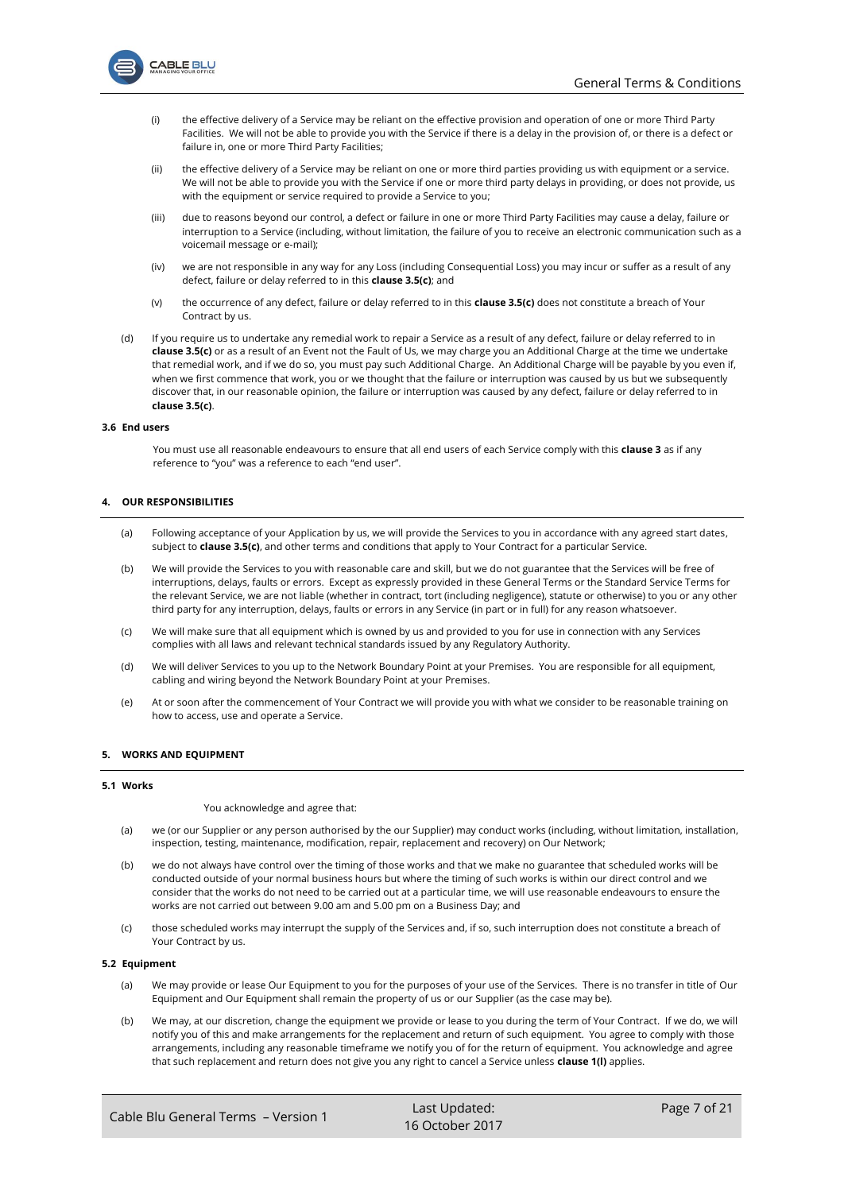(i) the effective delivery of a Service may be reliant on the effective provision and operation of one or more Third Party Facilities. We will not be able to provide you with the Service if there is a delay in the provision of, or there is a defect or failure in, one or more Third Party Facilities;

(ii) the effective delivery of a Service may be reliant on one or more third parties providing us with equipment or a service. We will not be able to provide you with the Service if one or more third party delays in providing, or does not provide, us with the equipment or service required to provide a Service to you;

(iii) due to reasons beyond our control, a defect or failure in one or more Third Party Facilities may cause a delay, failure or interruption to a Service (including, without limitation, the failure of you to receive an electronic communication such as a voicemail message or e-mail);

(iv) we are not responsible in any way for any Loss (including Consequential Loss) you may incur or suffer as a result of any defect, failure or delay referred to in this **clause 3.5(c)**; and

(v) the occurrence of any defect, failure or delay referred to in this **clause 3.5(c)** does not constitute a breach of Your Contract by us.

(d) If you require us to undertake any remedial work to repair a Service as a result of any defect, failure or delay referred to in **clause 3.5(c)** or as a result of an Event not the Fault of Us, we may charge you an Additional Charge at the time we undertake that remedial work, and if we do so, you must pay such Additional Charge. An Additional Charge will be payable by you even if, when we first commence that work, you or we thought that the failure or interruption was caused by us but we subsequently discover that, in our reasonable opinion, the failure or interruption was caused by any defect, failure or delay referred to in **clause 3.5(c)**.

### 3.6 End users

You must use all reasonable endeavours to ensure that all end users of each Service comply with this **clause 3** as if any reference to "you" was a reference to each "end user".

## 4. OUR RESPONSIBILITIES

(a) Following acceptance of your Application by us, we will provide the Services to you in accordance with any agreed start dates, subject to **clause 3.5(c)**, and other terms and conditions that apply to Your Contract for a particular Service.

(b) We will provide the Services to you with reasonable care and skill, but we do not guarantee that the Services will be free of interruptions, delays, faults or errors. Except as expressly provided in these General Terms or the Standard Service Terms for the relevant Service, we are not liable (whether in contract, tort (including negligence), statute or otherwise) to you or any other third party for any interruption, delays, faults or errors in any Service (in part or in full) for any reason whatsoever.

(c) We will make sure that all equipment which is owned by us and provided to you for use in connection with any Services complies with all laws and relevant technical standards issued by any Regulatory Authority.

(d) We will deliver Services to you up to the Network Boundary Point at your Premises. You are responsible for all equipment, cabling and wiring beyond the Network Boundary Point at your Premises.

(e) At or soon after the commencement of Your Contract we will provide you with what we consider to be reasonable training on how to access, use and operate a Service.

## 5. WORKS AND EQUIPMENT

### 5.1 Works

You acknowledge and agree that:

(a) we (or our Supplier or any person authorised by the our Supplier) may conduct works (including, without limitation, installation, inspection, testing, maintenance, modification, repair, replacement and recovery) on Our Network;

(b) we do not always have control over the timing of those works and that we make no guarantee that scheduled works will be conducted outside of your normal business hours but where the timing of such works is within our direct control and we consider that the works do not need to be carried out at a particular time, we will use reasonable endeavours to ensure the works are not carried out between 9.00 am and 5.00 pm on a Business Day; and

(c) those scheduled works may interrupt the supply of the Services and, if so, such interruption does not constitute a breach of Your Contract by us.

### 5.2 Equipment

(a) We may provide or lease Our Equipment to you for the purposes of your use of the Services. There is no transfer in title of Our Equipment and Our Equipment shall remain the property of us or our Supplier (as the case may be).

(b) We may, at our discretion, change the equipment we provide or lease to you during the term of Your Contract. If we do, we will notify you of this and make arrangements for the replacement and return of such equipment. You agree to comply with those arrangements, including any reasonable timeframe we notify you of for the return of equipment. You acknowledge and agree that such replacement and return does not give you any right to cancel a Service unless **clause 1(l)** applies.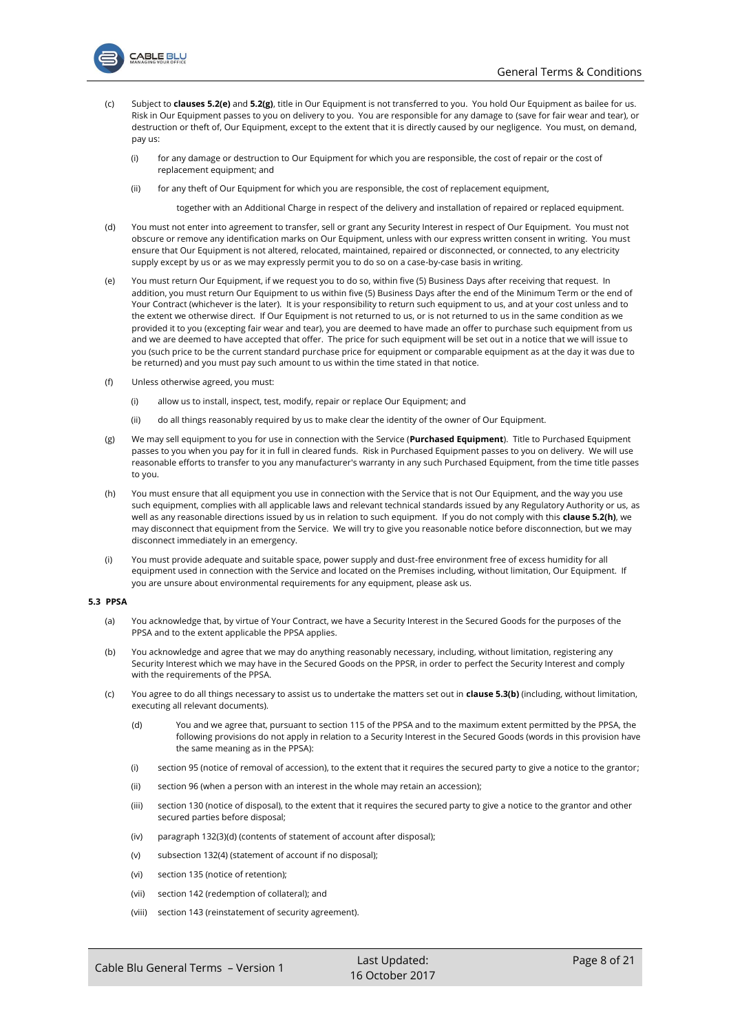(c) Subject to **clauses 5.2(e)** and **5.2(g)**, title in Our Equipment is not transferred to you. You hold Our Equipment as bailee for us. Risk in Our Equipment passes to you on delivery to you. You are responsible for any damage to (save for fair wear and tear), or destruction or theft of, Our Equipment, except to the extent that it is directly caused by our negligence. You must, on demand, pay us:

(i) for any damage or destruction to Our Equipment for which you are responsible, the cost of repair or the cost of replacement equipment; and

(ii) for any theft of Our Equipment for which you are responsible, the cost of replacement equipment,

together with an Additional Charge in respect of the delivery and installation of repaired or replaced equipment.

(d) You must not enter into agreement to transfer, sell or grant any Security Interest in respect of Our Equipment. You must not obscure or remove any identification marks on Our Equipment, unless with our express written consent in writing. You must ensure that Our Equipment is not altered, relocated, maintained, repaired or disconnected, or connected, to any electricity supply except by us or as we may expressly permit you to do so on a case-by-case basis in writing.

(e) You must return Our Equipment, if we request you to do so, within five (5) Business Days after receiving that request. In addition, you must return Our Equipment to us within five (5) Business Days after the end of the Minimum Term or the end of Your Contract (whichever is the later). It is your responsibility to return such equipment to us, and at your cost unless and to the extent we otherwise direct. If Our Equipment is not returned to us, or is not returned to us in the same condition as we provided it to you (excepting fair wear and tear), you are deemed to have made an offer to purchase such equipment from us and we are deemed to have accepted that offer. The price for such equipment will be set out in a notice that we will issue to you (such price to be the current standard purchase price for equipment or comparable equipment as at the day it was due to be returned) and you must pay such amount to us within the time stated in that notice.

(f) Unless otherwise agreed, you must:

(i) allow us to install, inspect, test, modify, repair or replace Our Equipment; and

(ii) do all things reasonably required by us to make clear the identity of the owner of Our Equipment.

(g) We may sell equipment to you for use in connection with the Service (**Purchased Equipment**). Title to Purchased Equipment passes to you when you pay for it in full in cleared funds. Risk in Purchased Equipment passes to you on delivery. We will use reasonable efforts to transfer to you any manufacturer's warranty in any such Purchased Equipment, from the time title passes to you.

(h) You must ensure that all equipment you use in connection with the Service that is not Our Equipment, and the way you use such equipment, complies with all applicable laws and relevant technical standards issued by any Regulatory Authority or us, as well as any reasonable directions issued by us in relation to such equipment. If you do not comply with this **clause 5.2(h)**, we may disconnect that equipment from the Service. We will try to give you reasonable notice before disconnection, but we may disconnect immediately in an emergency.

(i) You must provide adequate and suitable space, power supply and dust-free environment free of excess humidity for all equipment used in connection with the Service and located on the Premises including, without limitation, Our Equipment. If you are unsure about environmental requirements for any equipment, please ask us.

**5.3 PPSA**

(a) You acknowledge that, by virtue of Your Contract, we have a Security Interest in the Secured Goods for the purposes of the PPSA and to the extent applicable the PPSA applies.

(b) You acknowledge and agree that we may do anything reasonably necessary, including, without limitation, registering any Security Interest which we may have in the Secured Goods on the PPSR, in order to perfect the Security Interest and comply with the requirements of the PPSA.

(c) You agree to do all things necessary to assist us to undertake the matters set out in **clause 5.3(b)** (including, without limitation, executing all relevant documents).

(d) You and we agree that, pursuant to section 115 of the PPSA and to the maximum extent permitted by the PPSA, the following provisions do not apply in relation to a Security Interest in the Secured Goods (words in this provision have the same meaning as in the PPSA):

(i) section 95 (notice of removal of accession), to the extent that it requires the secured party to give a notice to the grantor;

(ii) section 96 (when a person with an interest in the whole may retain an accession);

(iii) section 130 (notice of disposal), to the extent that it requires the secured party to give a notice to the grantor and other secured parties before disposal;

(iv) paragraph 132(3)(d) (contents of statement of account after disposal);

(v) subsection 132(4) (statement of account if no disposal);

(vi) section 135 (notice of retention);

(vii) section 142 (redemption of collateral); and

(viii) section 143 (reinstatement of security agreement).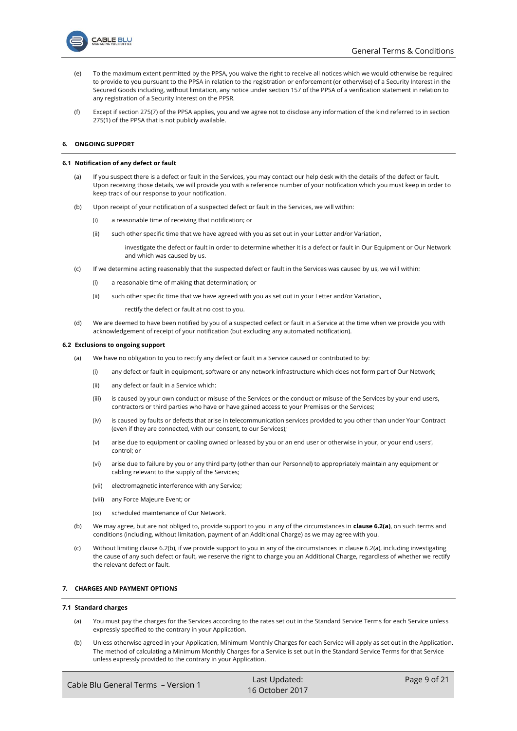(e) To the maximum extent permitted by the PPSA, you waive the right to receive all notices which we would otherwise be required to provide to you pursuant to the PPSA in relation to the registration or enforcement (or otherwise) of a Security Interest in the Secured Goods including, without limitation, any notice under section 157 of the PPSA of a verification statement in relation to any registration of a Security Interest on the PPSR.

(f) Except if section 275(7) of the PPSA applies, you and we agree not to disclose any information of the kind referred to in section 275(1) of the PPSA that is not publicly available.

## 6. ONGOING SUPPORT

### 6.1 Notification of any defect or fault

(a) If you suspect there is a defect or fault in the Services, you may contact our help desk with the details of the defect or fault. Upon receiving those details, we will provide you with a reference number of your notification which you must keep in order to keep track of our response to your notification.

(b) Upon receipt of your notification of a suspected defect or fault in the Services, we will within:

  (i) a reasonable time of receiving that notification; or

  (ii) such other specific time that we have agreed with you as set out in your Letter and/or Variation,

  investigate the defect or fault in order to determine whether it is a defect or fault in Our Equipment or Our Network and which was caused by us.

(c) If we determine acting reasonably that the suspected defect or fault in the Services was caused by us, we will within:

  (i) a reasonable time of making that determination; or

  (ii) such other specific time that we have agreed with you as set out in your Letter and/or Variation,

  rectify the defect or fault at no cost to you.

(d) We are deemed to have been notified by you of a suspected defect or fault in a Service at the time when we provide you with acknowledgement of receipt of your notification (but excluding any automated notification).

### 6.2 Exclusions to ongoing support

(a) We have no obligation to you to rectify any defect or fault in a Service caused or contributed to by:

  (i) any defect or fault in equipment, software or any network infrastructure which does not form part of Our Network;

  (ii) any defect or fault in a Service which:

  (iii) is caused by your own conduct or misuse of the Services or the conduct or misuse of the Services by your end users, contractors or third parties who have or have gained access to your Premises or the Services;

  (iv) is caused by faults or defects that arise in telecommunication services provided to you other than under Your Contract (even if they are connected, with our consent, to our Services);

  (v) arise due to equipment or cabling owned or leased by you or an end user or otherwise in your, or your end users', control; or

  (vi) arise due to failure by you or any third party (other than our Personnel) to appropriately maintain any equipment or cabling relevant to the supply of the Services;

  (vii) electromagnetic interference with any Service;

  (viii) any Force Majeure Event; or

  (ix) scheduled maintenance of Our Network.

(b) We may agree, but are not obliged to, provide support to you in any of the circumstances in **clause 6.2(a)**, on such terms and conditions (including, without limitation, payment of an Additional Charge) as we may agree with you.

(c) Without limiting clause 6.2(b), if we provide support to you in any of the circumstances in clause 6.2(a), including investigating the cause of any such defect or fault, we reserve the right to charge you an Additional Charge, regardless of whether we rectify the relevant defect or fault.

## 7. CHARGES AND PAYMENT OPTIONS

### 7.1 Standard charges

(a) You must pay the charges for the Services according to the rates set out in the Standard Service Terms for each Service unless expressly specified to the contrary in your Application.

(b) Unless otherwise agreed in your Application, Minimum Monthly Charges for each Service will apply as set out in the Application. The method of calculating a Minimum Monthly Charges for a Service is set out in the Standard Service Terms for that Service unless expressly provided to the contrary in your Application.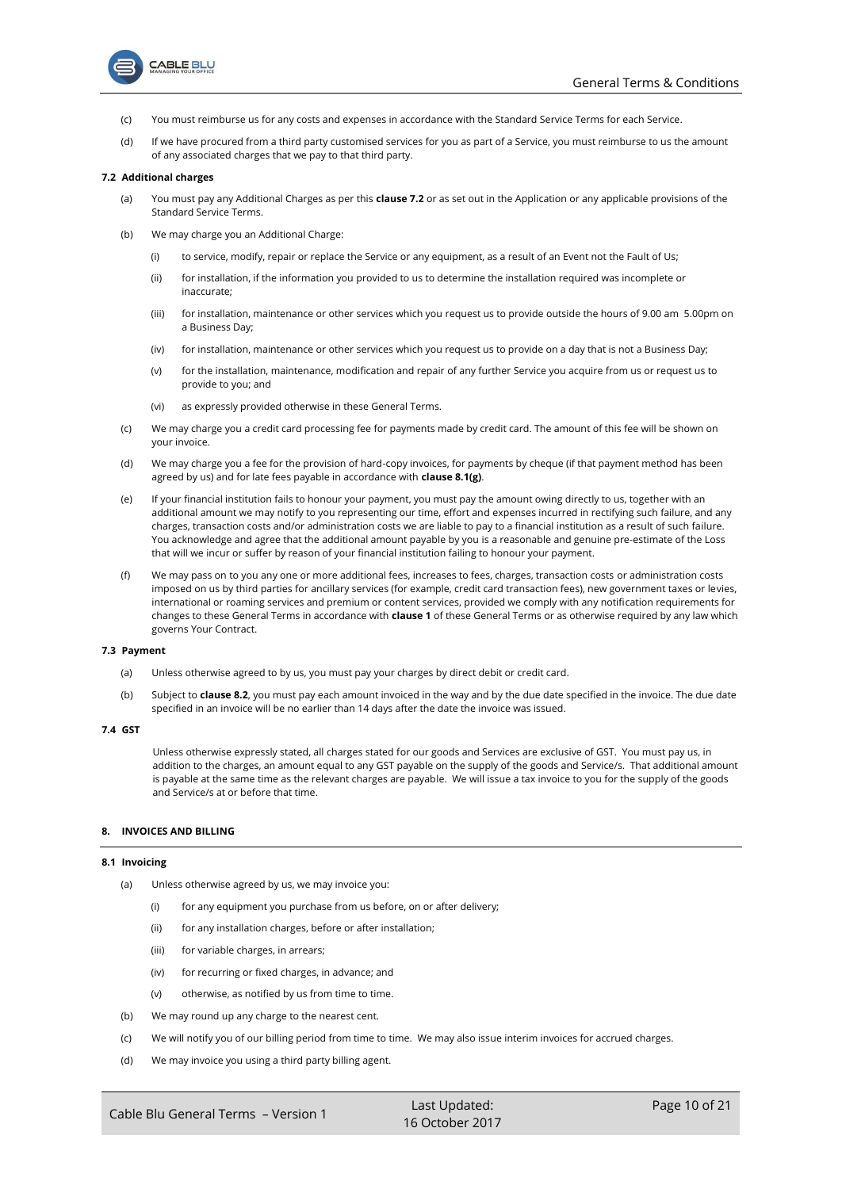(c) You must reimburse us for any costs and expenses in accordance with the Standard Service Terms for each Service.

(d) If we have procured from a third party customised services for you as part of a Service, you must reimburse to us the amount of any associated charges that we pay to that third party.

#### 7.2 Additional charges

(a) You must pay any Additional Charges as per this **clause 7.2** or as set out in the Application or any applicable provisions of the Standard Service Terms.

(b) We may charge you an Additional Charge:

- (i) to service, modify, repair or replace the Service or any equipment, as a result of an Event not the Fault of Us;
- (ii) for installation, if the information you provided to us to determine the installation required was incomplete or inaccurate;
- (iii) for installation, maintenance or other services which you request us to provide outside the hours of 9.00 am 5.00pm on a Business Day;
- (iv) for installation, maintenance or other services which you request us to provide on a day that is not a Business Day;
- (v) for the installation, maintenance, modification and repair of any further Service you acquire from us or request us to provide to you; and
- (vi) as expressly provided otherwise in these General Terms.

(c) We may charge you a credit card processing fee for payments made by credit card. The amount of this fee will be shown on your invoice.

(d) We may charge you a fee for the provision of hard-copy invoices, for payments by cheque (if that payment method has been agreed by us) and for late fees payable in accordance with **clause 8.1(g)**.

(e) If your financial institution fails to honour your payment, you must pay the amount owing directly to us, together with an additional amount we may notify to you representing our time, effort and expenses incurred in rectifying such failure, and any charges, transaction costs and/or administration costs we are liable to pay to a financial institution as a result of such failure. You acknowledge and agree that the additional amount payable by you is a reasonable and genuine pre-estimate of the Loss that will we incur or suffer by reason of your financial institution failing to honour your payment.

(f) We may pass on to you any one or more additional fees, increases to fees, charges, transaction costs or administration costs imposed on us by third parties for ancillary services (for example, credit card transaction fees), new government taxes or levies, international or roaming services and premium or content services, provided we comply with any notification requirements for changes to these General Terms in accordance with **clause 1** of these General Terms or as otherwise required by any law which governs Your Contract.

#### 7.3 Payment

(a) Unless otherwise agreed to by us, you must pay your charges by direct debit or credit card.

(b) Subject to **clause 8.2**, you must pay each amount invoiced in the way and by the due date specified in the invoice. The due date specified in an invoice will be no earlier than 14 days after the date the invoice was issued.

#### 7.4 GST

Unless otherwise expressly stated, all charges stated for our goods and Services are exclusive of GST. You must pay us, in addition to the charges, an amount equal to any GST payable on the supply of the goods and Service/s. That additional amount is payable at the same time as the relevant charges are payable. We will issue a tax invoice to you for the supply of the goods and Service/s at or before that time.

## 8. INVOICES AND BILLING

#### 8.1 Invoicing

(a) Unless otherwise agreed by us, we may invoice you:

- (i) for any equipment you purchase from us before, on or after delivery;
- (ii) for any installation charges, before or after installation;
- (iii) for variable charges, in arrears;
- (iv) for recurring or fixed charges, in advance; and
- (v) otherwise, as notified by us from time to time.

(b) We may round up any charge to the nearest cent.

(c) We will notify you of our billing period from time to time. We may also issue interim invoices for accrued charges.

(d) We may invoice you using a third party billing agent.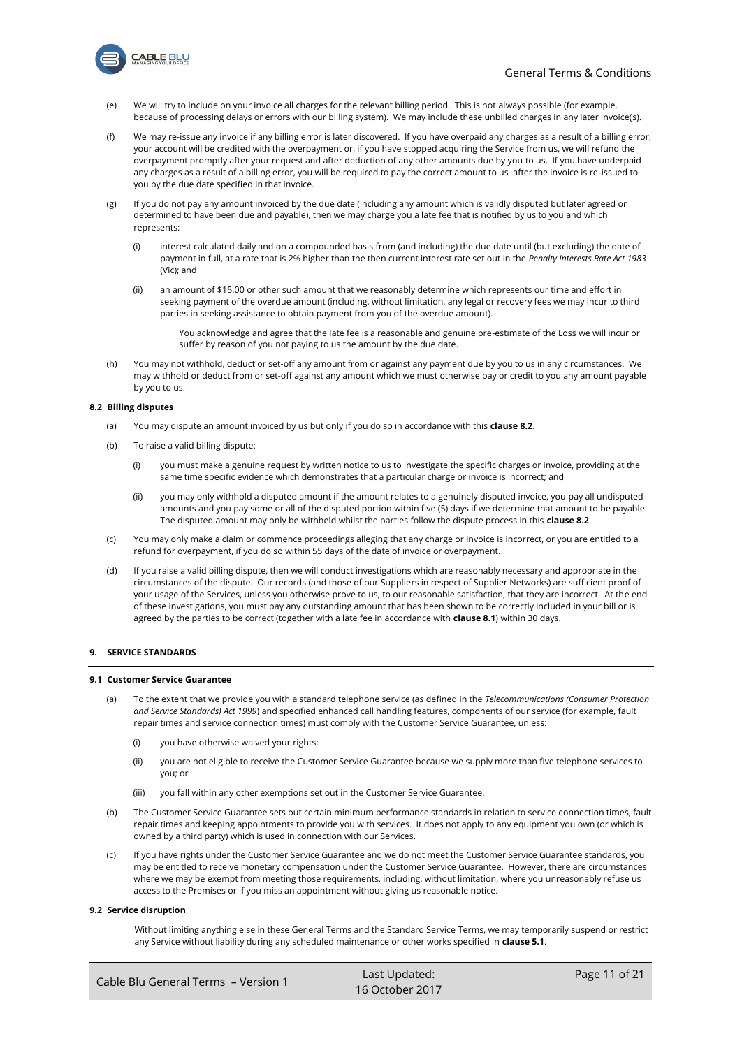(e) We will try to include on your invoice all charges for the relevant billing period. This is not always possible (for example, because of processing delays or errors with our billing system). We may include these unbilled charges in any later invoice(s).

(f) We may re-issue any invoice if any billing error is later discovered. If you have overpaid any charges as a result of a billing error, your account will be credited with the overpayment or, if you have stopped acquiring the Service from us, we will refund the overpayment promptly after your request and after deduction of any other amounts due by you to us. If you have underpaid any charges as a result of a billing error, you will be required to pay the correct amount to us after the invoice is re-issued to you by the due date specified in that invoice.

(g) If you do not pay any amount invoiced by the due date (including any amount which is validly disputed but later agreed or determined to have been due and payable), then we may charge you a late fee that is notified by us to you and which represents:

   (i) interest calculated daily and on a compounded basis from (and including) the due date until (but excluding) the date of payment in full, at a rate that is 2% higher than the then current interest rate set out in the *Penalty Interests Rate Act 1983* (Vic); and

   (ii) an amount of $15.00 or other such amount that we reasonably determine which represents our time and effort in seeking payment of the overdue amount (including, without limitation, any legal or recovery fees we may incur to third parties in seeking assistance to obtain payment from you of the overdue amount).

   You acknowledge and agree that the late fee is a reasonable and genuine pre-estimate of the Loss we will incur or suffer by reason of you not paying to us the amount by the due date.

(h) You may not withhold, deduct or set-off any amount from or against any payment due by you to us in any circumstances. We may withhold or deduct from or set-off against any amount which we must otherwise pay or credit to you any amount payable by you to us.

#### 8.2 Billing disputes

(a) You may dispute an amount invoiced by us but only if you do so in accordance with this **clause 8.2**.

(b) To raise a valid billing dispute:

   (i) you must make a genuine request by written notice to us to investigate the specific charges or invoice, providing at the same time specific evidence which demonstrates that a particular charge or invoice is incorrect; and

   (ii) you may only withhold a disputed amount if the amount relates to a genuinely disputed invoice, you pay all undisputed amounts and you pay some or all of the disputed portion within five (5) days if we determine that amount to be payable. The disputed amount may only be withheld whilst the parties follow the dispute process in this **clause 8.2**.

(c) You may only make a claim or commence proceedings alleging that any charge or invoice is incorrect, or you are entitled to a refund for overpayment, if you do so within 55 days of the date of invoice or overpayment.

(d) If you raise a valid billing dispute, then we will conduct investigations which are reasonably necessary and appropriate in the circumstances of the dispute. Our records (and those of our Suppliers in respect of Supplier Networks) are sufficient proof of your usage of the Services, unless you otherwise prove to us, to our reasonable satisfaction, that they are incorrect. At the end of these investigations, you must pay any outstanding amount that has been shown to be correctly included in your bill or is agreed by the parties to be correct (together with a late fee in accordance with **clause 8.1**) within 30 days.

### 9. SERVICE STANDARDS

#### 9.1 Customer Service Guarantee

(a) To the extent that we provide you with a standard telephone service (as defined in the *Telecommunications (Consumer Protection and Service Standards) Act 1999*) and specified enhanced call handling features, components of our service (for example, fault repair times and service connection times) must comply with the Customer Service Guarantee, unless:

   (i) you have otherwise waived your rights;

   (ii) you are not eligible to receive the Customer Service Guarantee because we supply more than five telephone services to you; or

   (iii) you fall within any other exemptions set out in the Customer Service Guarantee.

(b) The Customer Service Guarantee sets out certain minimum performance standards in relation to service connection times, fault repair times and keeping appointments to provide you with services. It does not apply to any equipment you own (or which is owned by a third party) which is used in connection with our Services.

(c) If you have rights under the Customer Service Guarantee and we do not meet the Customer Service Guarantee standards, you may be entitled to receive monetary compensation under the Customer Service Guarantee. However, there are circumstances where we may be exempt from meeting those requirements, including, without limitation, where you unreasonably refuse us access to the Premises or if you miss an appointment without giving us reasonable notice.

#### 9.2 Service disruption

Without limiting anything else in these General Terms and the Standard Service Terms, we may temporarily suspend or restrict any Service without liability during any scheduled maintenance or other works specified in **clause 5.1**.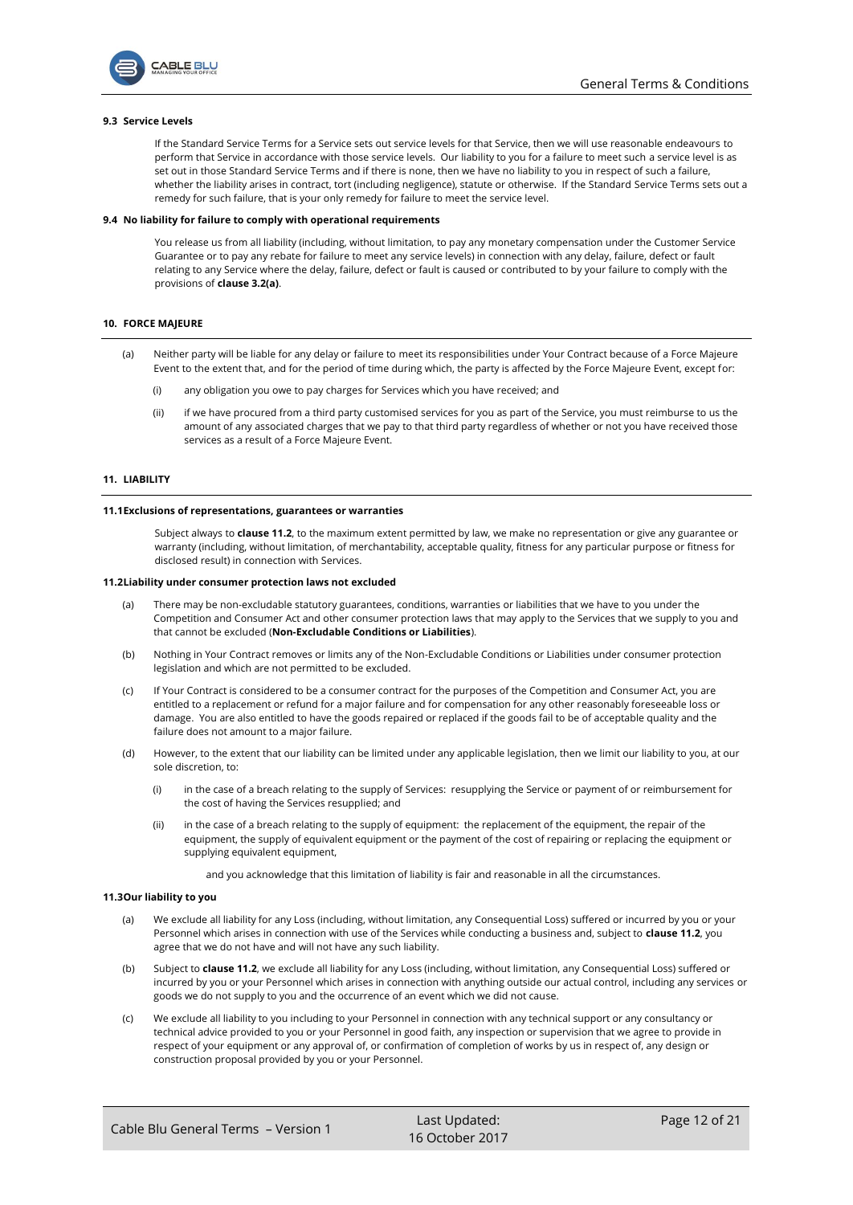### 9.3 Service Levels

If the Standard Service Terms for a Service sets out service levels for that Service, then we will use reasonable endeavours to perform that Service in accordance with those service levels. Our liability to you for a failure to meet such a service level is as set out in those Standard Service Terms and if there is none, then we have no liability to you in respect of such a failure, whether the liability arises in contract, tort (including negligence), statute or otherwise. If the Standard Service Terms sets out a remedy for such failure, that is your only remedy for failure to meet the service level.

### 9.4 No liability for failure to comply with operational requirements

You release us from all liability (including, without limitation, to pay any monetary compensation under the Customer Service Guarantee or to pay any rebate for failure to meet any service levels) in connection with any delay, failure, defect or fault relating to any Service where the delay, failure, defect or fault is caused or contributed to by your failure to comply with the provisions of **clause 3.2(a)**.

## 10. FORCE MAJEURE

(a) Neither party will be liable for any delay or failure to meet its responsibilities under Your Contract because of a Force Majeure Event to the extent that, and for the period of time during which, the party is affected by the Force Majeure Event, except for:

(i) any obligation you owe to pay charges for Services which you have received; and

(ii) if we have procured from a third party customised services for you as part of the Service, you must reimburse to us the amount of any associated charges that we pay to that third party regardless of whether or not you have received those services as a result of a Force Majeure Event.

## 11. LIABILITY

### 11.1 Exclusions of representations, guarantees or warranties

Subject always to **clause 11.2**, to the maximum extent permitted by law, we make no representation or give any guarantee or warranty (including, without limitation, of merchantability, acceptable quality, fitness for any particular purpose or fitness for disclosed result) in connection with Services.

### 11.2 Liability under consumer protection laws not excluded

(a) There may be non-excludable statutory guarantees, conditions, warranties or liabilities that we have to you under the Competition and Consumer Act and other consumer protection laws that may apply to the Services that we supply to you and that cannot be excluded (**Non-Excludable Conditions or Liabilities**).

(b) Nothing in Your Contract removes or limits any of the Non-Excludable Conditions or Liabilities under consumer protection legislation and which are not permitted to be excluded.

(c) If Your Contract is considered to be a consumer contract for the purposes of the Competition and Consumer Act, you are entitled to a replacement or refund for a major failure and for compensation for any other reasonably foreseeable loss or damage. You are also entitled to have the goods repaired or replaced if the goods fail to be of acceptable quality and the failure does not amount to a major failure.

(d) However, to the extent that our liability can be limited under any applicable legislation, then we limit our liability to you, at our sole discretion, to:

(i) in the case of a breach relating to the supply of Services: resupplying the Service or payment of or reimbursement for the cost of having the Services resupplied; and

(ii) in the case of a breach relating to the supply of equipment: the replacement of the equipment, the repair of the equipment, the supply of equivalent equipment or the payment of the cost of repairing or replacing the equipment or supplying equivalent equipment,

and you acknowledge that this limitation of liability is fair and reasonable in all the circumstances.

### 11.3 Our liability to you

(a) We exclude all liability for any Loss (including, without limitation, any Consequential Loss) suffered or incurred by you or your Personnel which arises in connection with use of the Services while conducting a business and, subject to **clause 11.2**, you agree that we do not have and will not have any such liability.

(b) Subject to **clause 11.2**, we exclude all liability for any Loss (including, without limitation, any Consequential Loss) suffered or incurred by you or your Personnel which arises in connection with anything outside our actual control, including any services or goods we do not supply to you and the occurrence of an event which we did not cause.

(c) We exclude all liability to you including to your Personnel in connection with any technical support or any consultancy or technical advice provided to you or your Personnel in good faith, any inspection or supervision that we agree to provide in respect of your equipment or any approval of, or confirmation of completion of works by us in respect of, any design or construction proposal provided by you or your Personnel.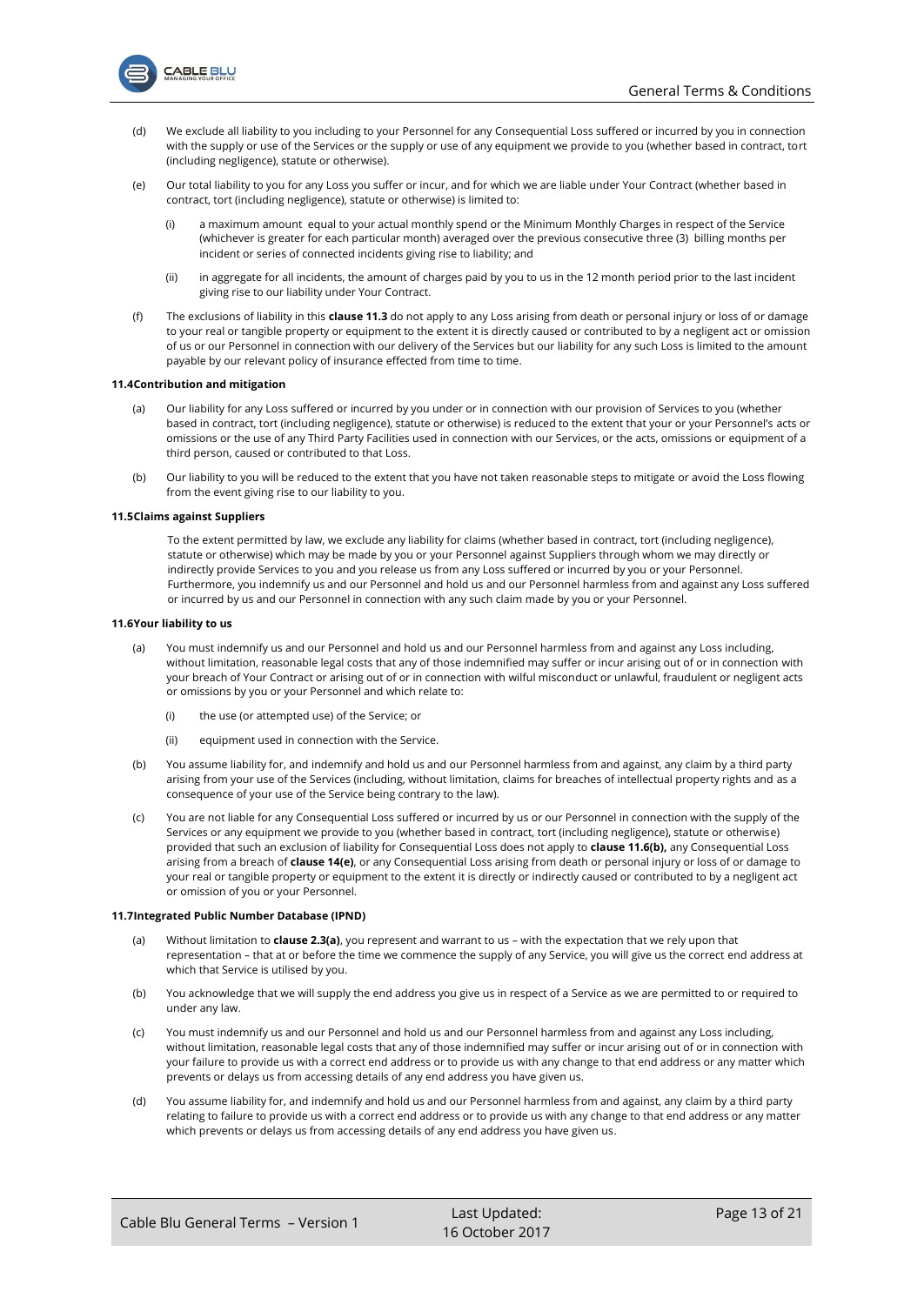(d) We exclude all liability to you including to your Personnel for any Consequential Loss suffered or incurred by you in connection with the supply or use of the Services or the supply or use of any equipment we provide to you (whether based in contract, tort (including negligence), statute or otherwise).

(e) Our total liability to you for any Loss you suffer or incur, and for which we are liable under Your Contract (whether based in contract, tort (including negligence), statute or otherwise) is limited to:

(i) a maximum amount equal to your actual monthly spend or the Minimum Monthly Charges in respect of the Service (whichever is greater for each particular month) averaged over the previous consecutive three (3) billing months per incident or series of connected incidents giving rise to liability; and

(ii) in aggregate for all incidents, the amount of charges paid by you to us in the 12 month period prior to the last incident giving rise to our liability under Your Contract.

(f) The exclusions of liability in this **clause 11.3** do not apply to any Loss arising from death or personal injury or loss of or damage to your real or tangible property or equipment to the extent it is directly caused or contributed to by a negligent act or omission of us or our Personnel in connection with our delivery of the Services but our liability for any such Loss is limited to the amount payable by our relevant policy of insurance effected from time to time.

**11.4 Contribution and mitigation**

(a) Our liability for any Loss suffered or incurred by you under or in connection with our provision of Services to you (whether based in contract, tort (including negligence), statute or otherwise) is reduced to the extent that your or your Personnel's acts or omissions or the use of any Third Party Facilities used in connection with our Services, or the acts, omissions or equipment of a third person, caused or contributed to that Loss.

(b) Our liability to you will be reduced to the extent that you have not taken reasonable steps to mitigate or avoid the Loss flowing from the event giving rise to our liability to you.

**11.5 Claims against Suppliers**

To the extent permitted by law, we exclude any liability for claims (whether based in contract, tort (including negligence), statute or otherwise) which may be made by you or your Personnel against Suppliers through whom we may directly or indirectly provide Services to you and you release us from any Loss suffered or incurred by you or your Personnel. Furthermore, you indemnify us and our Personnel and hold us and our Personnel harmless from and against any Loss suffered or incurred by us and our Personnel in connection with any such claim made by you or your Personnel.

**11.6 Your liability to us**

(a) You must indemnify us and our Personnel and hold us and our Personnel harmless from and against any Loss including, without limitation, reasonable legal costs that any of those indemnified may suffer or incur arising out of or in connection with your breach of Your Contract or arising out of or in connection with wilful misconduct or unlawful, fraudulent or negligent acts or omissions by you or your Personnel and which relate to:

(i) the use (or attempted use) of the Service; or

(ii) equipment used in connection with the Service.

(b) You assume liability for, and indemnify and hold us and our Personnel harmless from and against, any claim by a third party arising from your use of the Services (including, without limitation, claims for breaches of intellectual property rights and as a consequence of your use of the Service being contrary to the law).

(c) You are not liable for any Consequential Loss suffered or incurred by us or our Personnel in connection with the supply of the Services or any equipment we provide to you (whether based in contract, tort (including negligence), statute or otherwise) provided that such an exclusion of liability for Consequential Loss does not apply to **clause 11.6(b),** any Consequential Loss arising from a breach of **clause 14(e)**, or any Consequential Loss arising from death or personal injury or loss of or damage to your real or tangible property or equipment to the extent it is directly or indirectly caused or contributed to by a negligent act or omission of you or your Personnel.

**11.7 Integrated Public Number Database (IPND)**

(a) Without limitation to **clause 2.3(a)**, you represent and warrant to us – with the expectation that we rely upon that representation – that at or before the time we commence the supply of any Service, you will give us the correct end address at which that Service is utilised by you.

(b) You acknowledge that we will supply the end address you give us in respect of a Service as we are permitted to or required to under any law.

(c) You must indemnify us and our Personnel and hold us and our Personnel harmless from and against any Loss including, without limitation, reasonable legal costs that any of those indemnified may suffer or incur arising out of or in connection with your failure to provide us with a correct end address or to provide us with any change to that end address or any matter which prevents or delays us from accessing details of any end address you have given us.

(d) You assume liability for, and indemnify and hold us and our Personnel harmless from and against, any claim by a third party relating to failure to provide us with a correct end address or to provide us with any change to that end address or any matter which prevents or delays us from accessing details of any end address you have given us.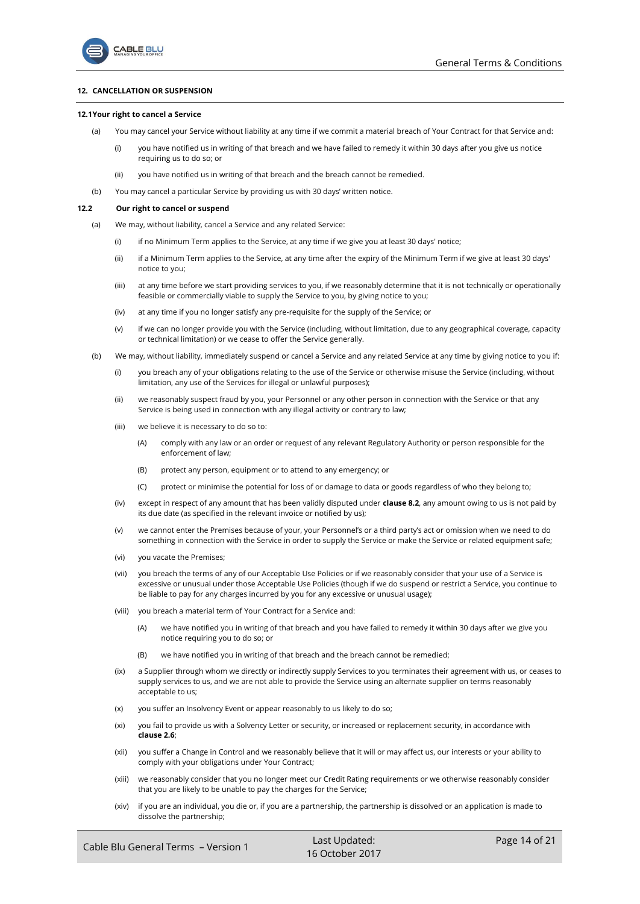## 12. CANCELLATION OR SUSPENSION

### 12.1 Your right to cancel a Service

(a) You may cancel your Service without liability at any time if we commit a material breach of Your Contract for that Service and:

(i) you have notified us in writing of that breach and we have failed to remedy it within 30 days after you give us notice requiring us to do so; or

(ii) you have notified us in writing of that breach and the breach cannot be remedied.

(b) You may cancel a particular Service by providing us with 30 days' written notice.

### 12.2 Our right to cancel or suspend

(a) We may, without liability, cancel a Service and any related Service:

(i) if no Minimum Term applies to the Service, at any time if we give you at least 30 days' notice;

(ii) if a Minimum Term applies to the Service, at any time after the expiry of the Minimum Term if we give at least 30 days' notice to you;

(iii) at any time before we start providing services to you, if we reasonably determine that it is not technically or operationally feasible or commercially viable to supply the Service to you, by giving notice to you;

(iv) at any time if you no longer satisfy any pre-requisite for the supply of the Service; or

(v) if we can no longer provide you with the Service (including, without limitation, due to any geographical coverage, capacity or technical limitation) or we cease to offer the Service generally.

(b) We may, without liability, immediately suspend or cancel a Service and any related Service at any time by giving notice to you if:

(i) you breach any of your obligations relating to the use of the Service or otherwise misuse the Service (including, without limitation, any use of the Services for illegal or unlawful purposes);

(ii) we reasonably suspect fraud by you, your Personnel or any other person in connection with the Service or that any Service is being used in connection with any illegal activity or contrary to law;

(iii) we believe it is necessary to do so to:

(A) comply with any law or an order or request of any relevant Regulatory Authority or person responsible for the enforcement of law;

(B) protect any person, equipment or to attend to any emergency; or

(C) protect or minimise the potential for loss of or damage to data or goods regardless of who they belong to;

(iv) except in respect of any amount that has been validly disputed under **clause 8.2**, any amount owing to us is not paid by its due date (as specified in the relevant invoice or notified by us);

(v) we cannot enter the Premises because of your, your Personnel's or a third party's act or omission when we need to do something in connection with the Service in order to supply the Service or make the Service or related equipment safe;

(vi) you vacate the Premises;

(vii) you breach the terms of any of our Acceptable Use Policies or if we reasonably consider that your use of a Service is excessive or unusual under those Acceptable Use Policies (though if we do suspend or restrict a Service, you continue to be liable to pay for any charges incurred by you for any excessive or unusual usage);

(viii) you breach a material term of Your Contract for a Service and:

(A) we have notified you in writing of that breach and you have failed to remedy it within 30 days after we give you notice requiring you to do so; or

(B) we have notified you in writing of that breach and the breach cannot be remedied;

(ix) a Supplier through whom we directly or indirectly supply Services to you terminates their agreement with us, or ceases to supply services to us, and we are not able to provide the Service using an alternate supplier on terms reasonably acceptable to us;

(x) you suffer an Insolvency Event or appear reasonably to us likely to do so;

(xi) you fail to provide us with a Solvency Letter or security, or increased or replacement security, in accordance with **clause 2.6**;

(xii) you suffer a Change in Control and we reasonably believe that it will or may affect us, our interests or your ability to comply with your obligations under Your Contract;

(xiii) we reasonably consider that you no longer meet our Credit Rating requirements or we otherwise reasonably consider that you are likely to be unable to pay the charges for the Service;

(xiv) if you are an individual, you die or, if you are a partnership, the partnership is dissolved or an application is made to dissolve the partnership;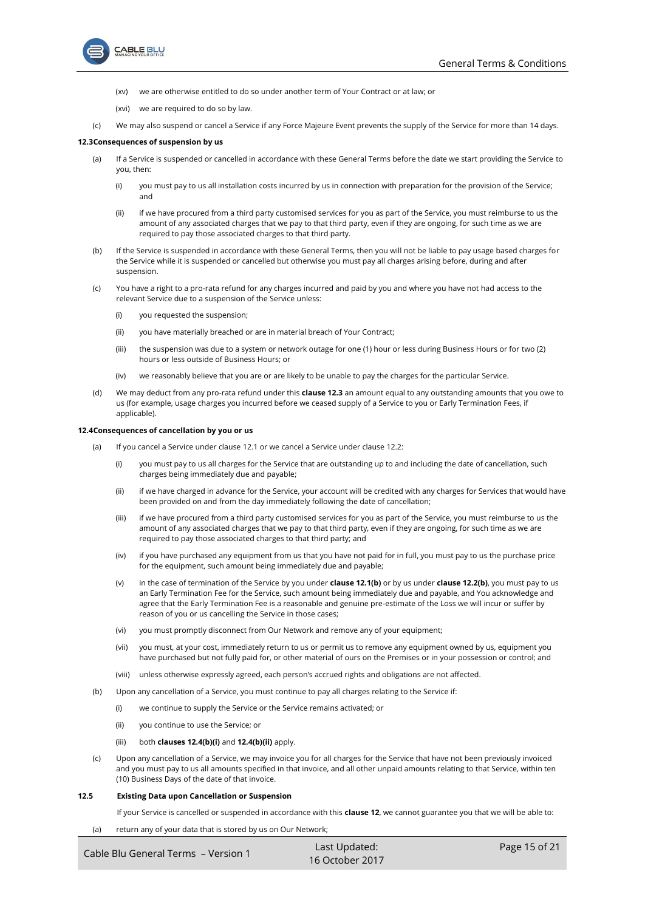(xv) we are otherwise entitled to do so under another term of Your Contract or at law; or

(xvi) we are required to do so by law.

(c) We may also suspend or cancel a Service if any Force Majeure Event prevents the supply of the Service for more than 14 days.

**12.3 Consequences of suspension by us**

(a) If a Service is suspended or cancelled in accordance with these General Terms before the date we start providing the Service to you, then:

(i) you must pay to us all installation costs incurred by us in connection with preparation for the provision of the Service; and

(ii) if we have procured from a third party customised services for you as part of the Service, you must reimburse to us the amount of any associated charges that we pay to that third party, even if they are ongoing, for such time as we are required to pay those associated charges to that third party.

(b) If the Service is suspended in accordance with these General Terms, then you will not be liable to pay usage based charges for the Service while it is suspended or cancelled but otherwise you must pay all charges arising before, during and after suspension.

(c) You have a right to a pro-rata refund for any charges incurred and paid by you and where you have not had access to the relevant Service due to a suspension of the Service unless:

(i) you requested the suspension;

(ii) you have materially breached or are in material breach of Your Contract;

(iii) the suspension was due to a system or network outage for one (1) hour or less during Business Hours or for two (2) hours or less outside of Business Hours; or

(iv) we reasonably believe that you are or are likely to be unable to pay the charges for the particular Service.

(d) We may deduct from any pro-rata refund under this **clause 12.3** an amount equal to any outstanding amounts that you owe to us (for example, usage charges you incurred before we ceased supply of a Service to you or Early Termination Fees, if applicable).

**12.4 Consequences of cancellation by you or us**

(a) If you cancel a Service under clause 12.1 or we cancel a Service under clause 12.2:

(i) you must pay to us all charges for the Service that are outstanding up to and including the date of cancellation, such charges being immediately due and payable;

(ii) if we have charged in advance for the Service, your account will be credited with any charges for Services that would have been provided on and from the day immediately following the date of cancellation;

(iii) if we have procured from a third party customised services for you as part of the Service, you must reimburse to us the amount of any associated charges that we pay to that third party, even if they are ongoing, for such time as we are required to pay those associated charges to that third party; and

(iv) if you have purchased any equipment from us that you have not paid for in full, you must pay to us the purchase price for the equipment, such amount being immediately due and payable;

(v) in the case of termination of the Service by you under **clause 12.1(b)** or by us under **clause 12.2(b)**, you must pay to us an Early Termination Fee for the Service, such amount being immediately due and payable, and You acknowledge and agree that the Early Termination Fee is a reasonable and genuine pre-estimate of the Loss we will incur or suffer by reason of you or us cancelling the Service in those cases;

(vi) you must promptly disconnect from Our Network and remove any of your equipment;

(vii) you must, at your cost, immediately return to us or permit us to remove any equipment owned by us, equipment you have purchased but not fully paid for, or other material of ours on the Premises or in your possession or control; and

(viii) unless otherwise expressly agreed, each person's accrued rights and obligations are not affected.

(b) Upon any cancellation of a Service, you must continue to pay all charges relating to the Service if:

(i) we continue to supply the Service or the Service remains activated; or

(ii) you continue to use the Service; or

(iii) both **clauses 12.4(b)(i)** and **12.4(b)(ii)** apply.

(c) Upon any cancellation of a Service, we may invoice you for all charges for the Service that have not been previously invoiced and you must pay to us all amounts specified in that invoice, and all other unpaid amounts relating to that Service, within ten (10) Business Days of the date of that invoice.

**12.5 Existing Data upon Cancellation or Suspension**

If your Service is cancelled or suspended in accordance with this **clause 12**, we cannot guarantee you that we will be able to:

(a) return any of your data that is stored by us on Our Network;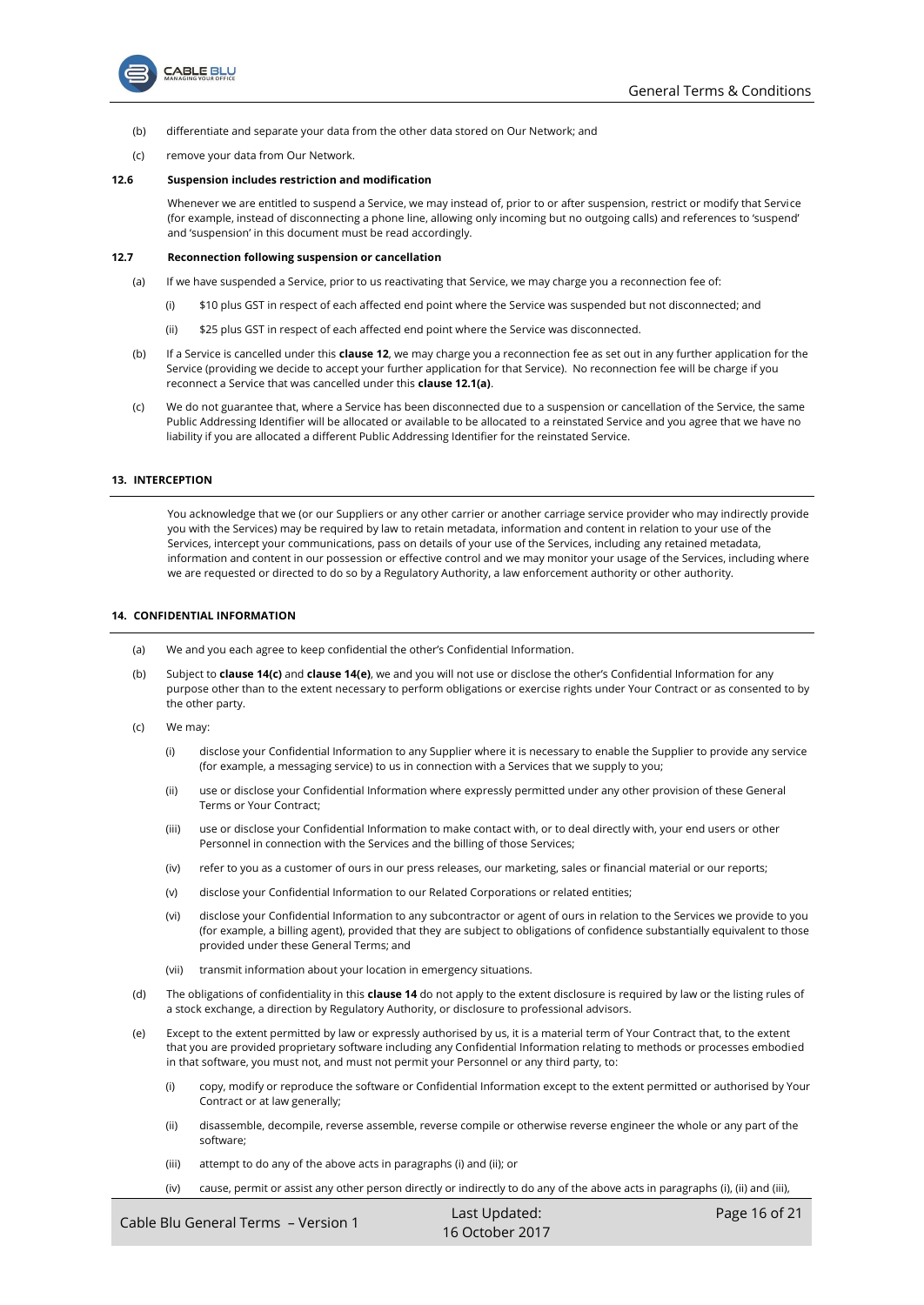(b) differentiate and separate your data from the other data stored on Our Network; and

(c) remove your data from Our Network.

**12.6 Suspension includes restriction and modification**

Whenever we are entitled to suspend a Service, we may instead of, prior to or after suspension, restrict or modify that Service (for example, instead of disconnecting a phone line, allowing only incoming but no outgoing calls) and references to 'suspend' and 'suspension' in this document must be read accordingly.

**12.7 Reconnection following suspension or cancellation**

(a) If we have suspended a Service, prior to us reactivating that Service, we may charge you a reconnection fee of:

(i) $10 plus GST in respect of each affected end point where the Service was suspended but not disconnected; and

(ii) $25 plus GST in respect of each affected end point where the Service was disconnected.

(b) If a Service is cancelled under this **clause 12**, we may charge you a reconnection fee as set out in any further application for the Service (providing we decide to accept your further application for that Service). No reconnection fee will be charge if you reconnect a Service that was cancelled under this **clause 12.1(a)**.

(c) We do not guarantee that, where a Service has been disconnected due to a suspension or cancellation of the Service, the same Public Addressing Identifier will be allocated or available to be allocated to a reinstated Service and you agree that we have no liability if you are allocated a different Public Addressing Identifier for the reinstated Service.

## 13. INTERCEPTION

You acknowledge that we (or our Suppliers or any other carrier or another carriage service provider who may indirectly provide you with the Services) may be required by law to retain metadata, information and content in relation to your use of the Services, intercept your communications, pass on details of your use of the Services, including any retained metadata, information and content in our possession or effective control and we may monitor your usage of the Services, including where we are requested or directed to do so by a Regulatory Authority, a law enforcement authority or other authority.

## 14. CONFIDENTIAL INFORMATION

(a) We and you each agree to keep confidential the other's Confidential Information.

(b) Subject to **clause 14(c)** and **clause 14(e)**, we and you will not use or disclose the other's Confidential Information for any purpose other than to the extent necessary to perform obligations or exercise rights under Your Contract or as consented to by the other party.

(c) We may:

(i) disclose your Confidential Information to any Supplier where it is necessary to enable the Supplier to provide any service (for example, a messaging service) to us in connection with a Services that we supply to you;

(ii) use or disclose your Confidential Information where expressly permitted under any other provision of these General Terms or Your Contract;

(iii) use or disclose your Confidential Information to make contact with, or to deal directly with, your end users or other Personnel in connection with the Services and the billing of those Services;

(iv) refer to you as a customer of ours in our press releases, our marketing, sales or financial material or our reports;

(v) disclose your Confidential Information to our Related Corporations or related entities;

(vi) disclose your Confidential Information to any subcontractor or agent of ours in relation to the Services we provide to you (for example, a billing agent), provided that they are subject to obligations of confidence substantially equivalent to those provided under these General Terms; and

(vii) transmit information about your location in emergency situations.

(d) The obligations of confidentiality in this **clause 14** do not apply to the extent disclosure is required by law or the listing rules of a stock exchange, a direction by Regulatory Authority, or disclosure to professional advisors.

(e) Except to the extent permitted by law or expressly authorised by us, it is a material term of Your Contract that, to the extent that you are provided proprietary software including any Confidential Information relating to methods or processes embodied in that software, you must not, and must not permit your Personnel or any third party, to:

(i) copy, modify or reproduce the software or Confidential Information except to the extent permitted or authorised by Your Contract or at law generally;

(ii) disassemble, decompile, reverse assemble, reverse compile or otherwise reverse engineer the whole or any part of the software;

(iii) attempt to do any of the above acts in paragraphs (i) and (ii); or

(iv) cause, permit or assist any other person directly or indirectly to do any of the above acts in paragraphs (i), (ii) and (iii),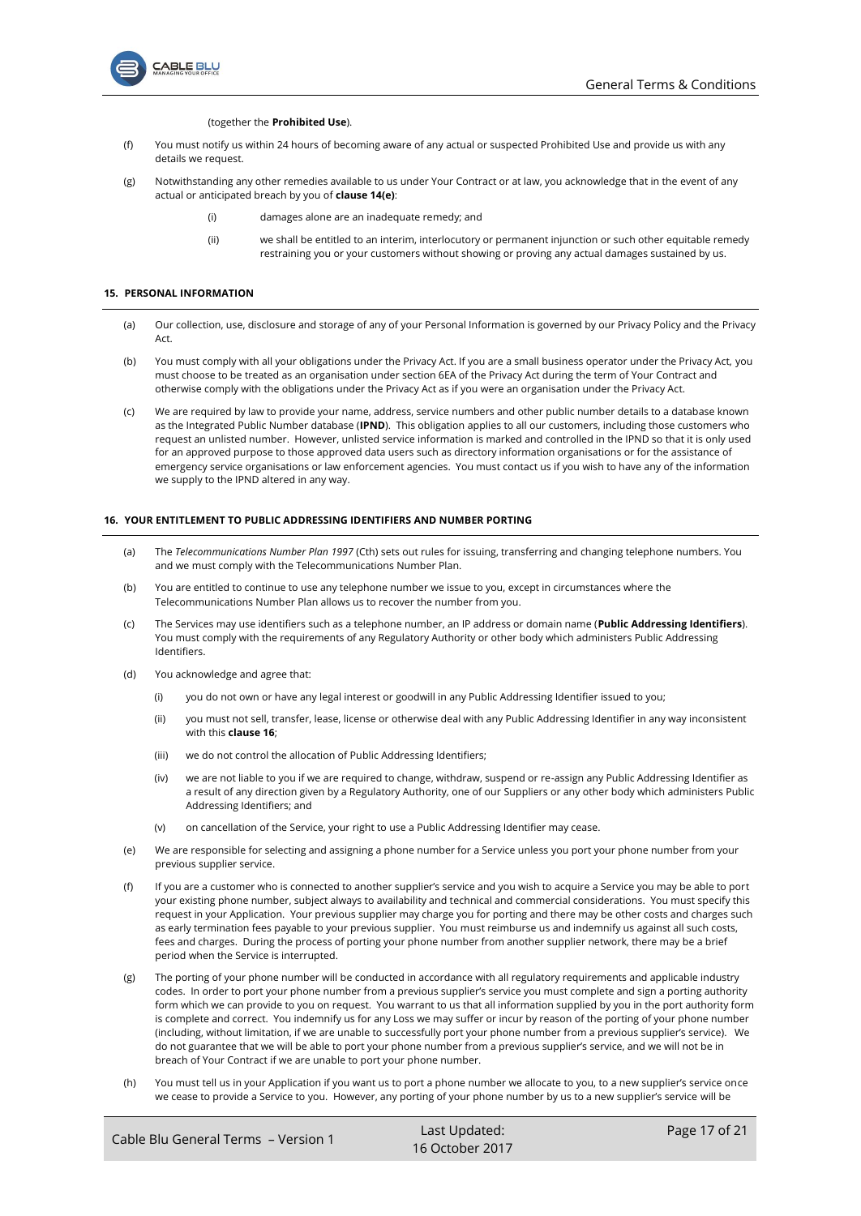(together the **Prohibited Use**).

(f) You must notify us within 24 hours of becoming aware of any actual or suspected Prohibited Use and provide us with any details we request.

(g) Notwithstanding any other remedies available to us under Your Contract or at law, you acknowledge that in the event of any actual or anticipated breach by you of **clause 14(e)**:

> (i) damages alone are an inadequate remedy; and
>
> (ii) we shall be entitled to an interim, interlocutory or permanent injunction or such other equitable remedy restraining you or your customers without showing or proving any actual damages sustained by us.

## 15. PERSONAL INFORMATION

(a) Our collection, use, disclosure and storage of any of your Personal Information is governed by our Privacy Policy and the Privacy Act.

(b) You must comply with all your obligations under the Privacy Act. If you are a small business operator under the Privacy Act, you must choose to be treated as an organisation under section 6EA of the Privacy Act during the term of Your Contract and otherwise comply with the obligations under the Privacy Act as if you were an organisation under the Privacy Act.

(c) We are required by law to provide your name, address, service numbers and other public number details to a database known as the Integrated Public Number database (**IPND**). This obligation applies to all our customers, including those customers who request an unlisted number. However, unlisted service information is marked and controlled in the IPND so that it is only used for an approved purpose to those approved data users such as directory information organisations or for the assistance of emergency service organisations or law enforcement agencies. You must contact us if you wish to have any of the information we supply to the IPND altered in any way.

## 16. YOUR ENTITLEMENT TO PUBLIC ADDRESSING IDENTIFIERS AND NUMBER PORTING

(a) The *Telecommunications Number Plan 1997* (Cth) sets out rules for issuing, transferring and changing telephone numbers. You and we must comply with the Telecommunications Number Plan.

(b) You are entitled to continue to use any telephone number we issue to you, except in circumstances where the Telecommunications Number Plan allows us to recover the number from you.

(c) The Services may use identifiers such as a telephone number, an IP address or domain name (**Public Addressing Identifiers**). You must comply with the requirements of any Regulatory Authority or other body which administers Public Addressing Identifiers.

(d) You acknowledge and agree that:

> (i) you do not own or have any legal interest or goodwill in any Public Addressing Identifier issued to you;
>
> (ii) you must not sell, transfer, lease, license or otherwise deal with any Public Addressing Identifier in any way inconsistent with this **clause 16**;
>
> (iii) we do not control the allocation of Public Addressing Identifiers;
>
> (iv) we are not liable to you if we are required to change, withdraw, suspend or re-assign any Public Addressing Identifier as a result of any direction given by a Regulatory Authority, one of our Suppliers or any other body which administers Public Addressing Identifiers; and
>
> (v) on cancellation of the Service, your right to use a Public Addressing Identifier may cease.

(e) We are responsible for selecting and assigning a phone number for a Service unless you port your phone number from your previous supplier service.

(f) If you are a customer who is connected to another supplier's service and you wish to acquire a Service you may be able to port your existing phone number, subject always to availability and technical and commercial considerations. You must specify this request in your Application. Your previous supplier may charge you for porting and there may be other costs and charges such as early termination fees payable to your previous supplier. You must reimburse us and indemnify us against all such costs, fees and charges. During the process of porting your phone number from another supplier network, there may be a brief period when the Service is interrupted.

(g) The porting of your phone number will be conducted in accordance with all regulatory requirements and applicable industry codes. In order to port your phone number from a previous supplier's service you must complete and sign a porting authority form which we can provide to you on request. You warrant to us that all information supplied by you in the port authority form is complete and correct. You indemnify us for any Loss we may suffer or incur by reason of the porting of your phone number (including, without limitation, if we are unable to successfully port your phone number from a previous supplier's service). We do not guarantee that we will be able to port your phone number from a previous supplier's service, and we will not be in breach of Your Contract if we are unable to port your phone number.

(h) You must tell us in your Application if you want us to port a phone number we allocate to you, to a new supplier's service once we cease to provide a Service to you. However, any porting of your phone number by us to a new supplier's service will be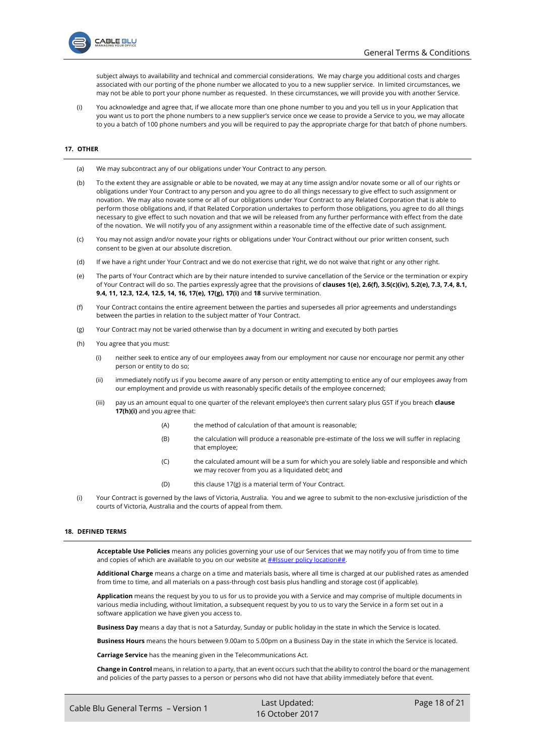subject always to availability and technical and commercial considerations. We may charge you additional costs and charges associated with our porting of the phone number we allocated to you to a new supplier service. In limited circumstances, we may not be able to port your phone number as requested. In these circumstances, we will provide you with another Service.

(i) You acknowledge and agree that, if we allocate more than one phone number to you and you tell us in your Application that you want us to port the phone numbers to a new supplier's service once we cease to provide a Service to you, we may allocate to you a batch of 100 phone numbers and you will be required to pay the appropriate charge for that batch of phone numbers.

## 17. OTHER

(a) We may subcontract any of our obligations under Your Contract to any person.

(b) To the extent they are assignable or able to be novated, we may at any time assign and/or novate some or all of our rights or obligations under Your Contract to any person and you agree to do all things necessary to give effect to such assignment or novation. We may also novate some or all of our obligations under Your Contract to any Related Corporation that is able to perform those obligations and, if that Related Corporation undertakes to perform those obligations, you agree to do all things necessary to give effect to such novation and that we will be released from any further performance with effect from the date of the novation. We will notify you of any assignment within a reasonable time of the effective date of such assignment.

(c) You may not assign and/or novate your rights or obligations under Your Contract without our prior written consent, such consent to be given at our absolute discretion.

(d) If we have a right under Your Contract and we do not exercise that right, we do not waive that right or any other right.

(e) The parts of Your Contract which are by their nature intended to survive cancellation of the Service or the termination or expiry of Your Contract will do so. The parties expressly agree that the provisions of **clauses 1(e), 2.6(f), 3.5(c)(iv), 5.2(e), 7.3, 7.4, 8.1, 9.4, 11, 12.3, 12.4, 12.5, 14, 16, 17(e), 17(g), 17(i)** and **18** survive termination.

(f) Your Contract contains the entire agreement between the parties and supersedes all prior agreements and understandings between the parties in relation to the subject matter of Your Contract.

(g) Your Contract may not be varied otherwise than by a document in writing and executed by both parties

(h) You agree that you must:

  (i) neither seek to entice any of our employees away from our employment nor cause nor encourage nor permit any other person or entity to do so;

  (ii) immediately notify us if you become aware of any person or entity attempting to entice any of our employees away from our employment and provide us with reasonably specific details of the employee concerned;

  (iii) pay us an amount equal to one quarter of the relevant employee's then current salary plus GST if you breach **clause 17(h)(i)** and you agree that:

    (A) the method of calculation of that amount is reasonable;

    (B) the calculation will produce a reasonable pre-estimate of the loss we will suffer in replacing that employee;

    (C) the calculated amount will be a sum for which you are solely liable and responsible and which we may recover from you as a liquidated debt; and

    (D) this clause 17(g) is a material term of Your Contract.

(i) Your Contract is governed by the laws of Victoria, Australia. You and we agree to submit to the non-exclusive jurisdiction of the courts of Victoria, Australia and the courts of appeal from them.

## 18. DEFINED TERMS

**Acceptable Use Policies** means any policies governing your use of our Services that we may notify you of from time to time and copies of which are available to you on our website at ##Issuer policy location##.

**Additional Charge** means a charge on a time and materials basis, where all time is charged at our published rates as amended from time to time, and all materials on a pass-through cost basis plus handling and storage cost (if applicable).

**Application** means the request by you to us for us to provide you with a Service and may comprise of multiple documents in various media including, without limitation, a subsequent request by you to us to vary the Service in a form set out in a software application we have given you access to.

**Business Day** means a day that is not a Saturday, Sunday or public holiday in the state in which the Service is located.

**Business Hours** means the hours between 9.00am to 5.00pm on a Business Day in the state in which the Service is located.

**Carriage Service** has the meaning given in the Telecommunications Act.

**Change in Control** means, in relation to a party, that an event occurs such that the ability to control the board or the management and policies of the party passes to a person or persons who did not have that ability immediately before that event.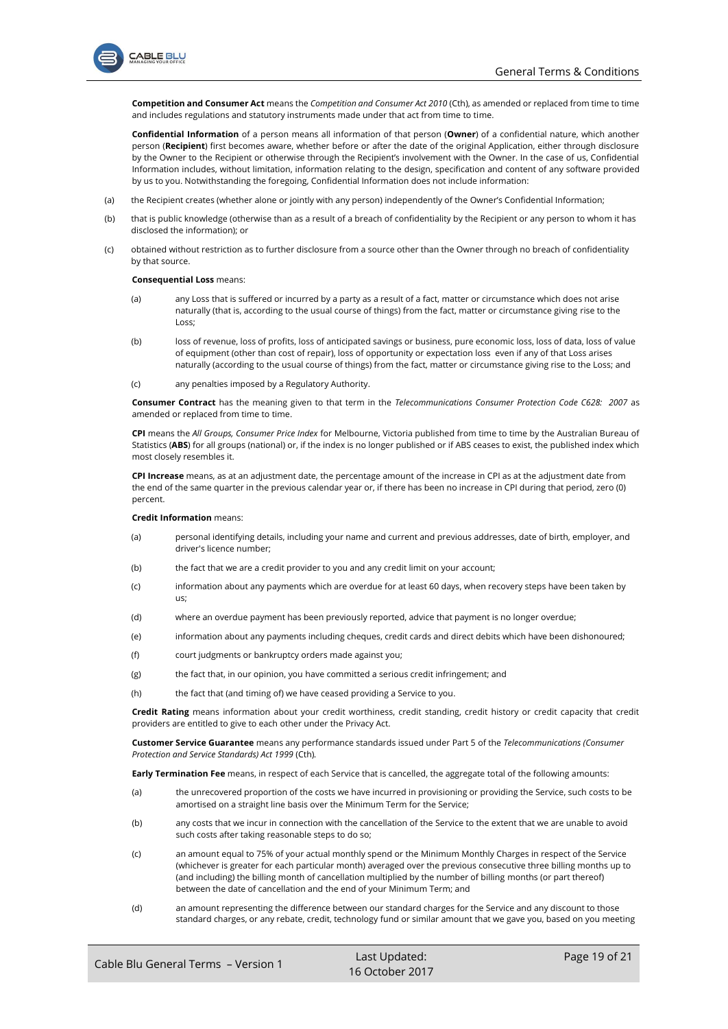**Competition and Consumer Act** means the *Competition and Consumer Act 2010* (Cth), as amended or replaced from time to time and includes regulations and statutory instruments made under that act from time to time.

**Confidential Information** of a person means all information of that person (**Owner**) of a confidential nature, which another person (**Recipient**) first becomes aware, whether before or after the date of the original Application, either through disclosure by the Owner to the Recipient or otherwise through the Recipient's involvement with the Owner. In the case of us, Confidential Information includes, without limitation, information relating to the design, specification and content of any software provided by us to you. Notwithstanding the foregoing, Confidential Information does not include information:

(a) the Recipient creates (whether alone or jointly with any person) independently of the Owner's Confidential Information;

(b) that is public knowledge (otherwise than as a result of a breach of confidentiality by the Recipient or any person to whom it has disclosed the information); or

(c) obtained without restriction as to further disclosure from a source other than the Owner through no breach of confidentiality by that source.

**Consequential Loss** means:

(a) any Loss that is suffered or incurred by a party as a result of a fact, matter or circumstance which does not arise naturally (that is, according to the usual course of things) from the fact, matter or circumstance giving rise to the Loss;

(b) loss of revenue, loss of profits, loss of anticipated savings or business, pure economic loss, loss of data, loss of value of equipment (other than cost of repair), loss of opportunity or expectation loss even if any of that Loss arises naturally (according to the usual course of things) from the fact, matter or circumstance giving rise to the Loss; and

(c) any penalties imposed by a Regulatory Authority.

**Consumer Contract** has the meaning given to that term in the *Telecommunications Consumer Protection Code C628: 2007* as amended or replaced from time to time.

**CPI** means the *All Groups, Consumer Price Index* for Melbourne, Victoria published from time to time by the Australian Bureau of Statistics (**ABS**) for all groups (national) or, if the index is no longer published or if ABS ceases to exist, the published index which most closely resembles it.

**CPI Increase** means, as at an adjustment date, the percentage amount of the increase in CPI as at the adjustment date from the end of the same quarter in the previous calendar year or, if there has been no increase in CPI during that period, zero (0) percent.

**Credit Information** means:

(a) personal identifying details, including your name and current and previous addresses, date of birth, employer, and driver's licence number;

(b) the fact that we are a credit provider to you and any credit limit on your account;

(c) information about any payments which are overdue for at least 60 days, when recovery steps have been taken by us;

(d) where an overdue payment has been previously reported, advice that payment is no longer overdue;

(e) information about any payments including cheques, credit cards and direct debits which have been dishonoured;

(f) court judgments or bankruptcy orders made against you;

(g) the fact that, in our opinion, you have committed a serious credit infringement; and

(h) the fact that (and timing of) we have ceased providing a Service to you.

**Credit Rating** means information about your credit worthiness, credit standing, credit history or credit capacity that credit providers are entitled to give to each other under the Privacy Act.

**Customer Service Guarantee** means any performance standards issued under Part 5 of the *Telecommunications (Consumer Protection and Service Standards) Act 1999* (Cth).

**Early Termination Fee** means, in respect of each Service that is cancelled, the aggregate total of the following amounts:

(a) the unrecovered proportion of the costs we have incurred in provisioning or providing the Service, such costs to be amortised on a straight line basis over the Minimum Term for the Service;

(b) any costs that we incur in connection with the cancellation of the Service to the extent that we are unable to avoid such costs after taking reasonable steps to do so;

(c) an amount equal to 75% of your actual monthly spend or the Minimum Monthly Charges in respect of the Service (whichever is greater for each particular month) averaged over the previous consecutive three billing months up to (and including) the billing month of cancellation multiplied by the number of billing months (or part thereof) between the date of cancellation and the end of your Minimum Term; and

(d) an amount representing the difference between our standard charges for the Service and any discount to those standard charges, or any rebate, credit, technology fund or similar amount that we gave you, based on you meeting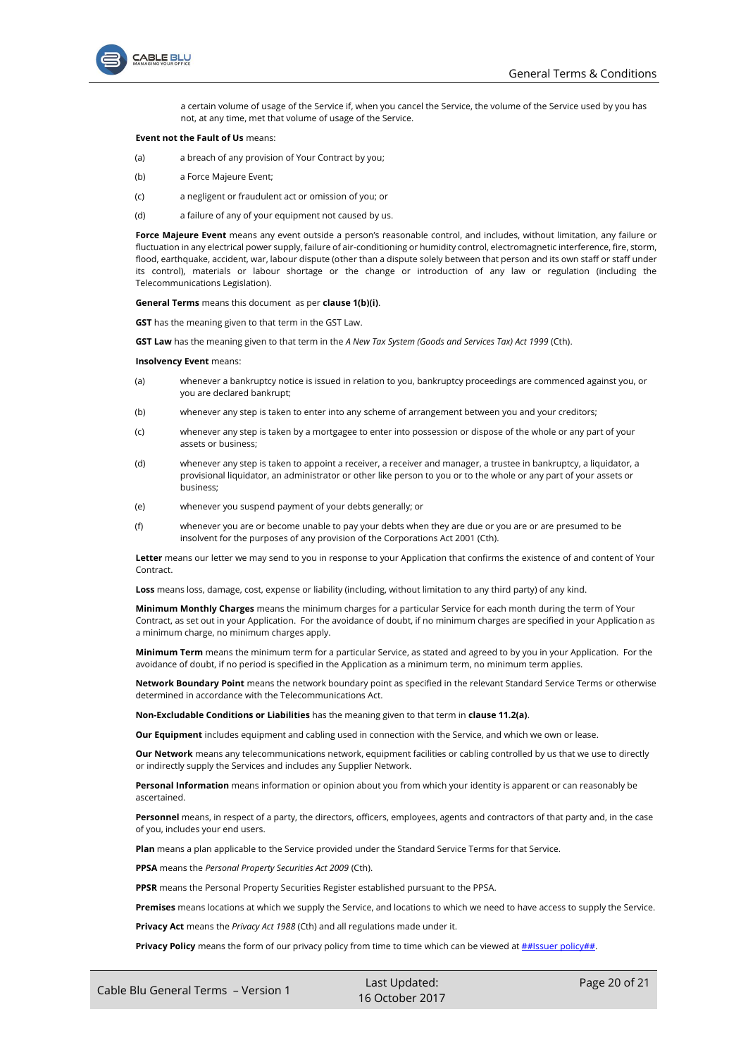a certain volume of usage of the Service if, when you cancel the Service, the volume of the Service used by you has not, at any time, met that volume of usage of the Service.

**Event not the Fault of Us** means:

(a) a breach of any provision of Your Contract by you;

(b) a Force Majeure Event;

(c) a negligent or fraudulent act or omission of you; or

(d) a failure of any of your equipment not caused by us.

**Force Majeure Event** means any event outside a person's reasonable control, and includes, without limitation, any failure or fluctuation in any electrical power supply, failure of air-conditioning or humidity control, electromagnetic interference, fire, storm, flood, earthquake, accident, war, labour dispute (other than a dispute solely between that person and its own staff or staff under its control), materials or labour shortage or the change or introduction of any law or regulation (including the Telecommunications Legislation).

**General Terms** means this document as per **clause 1(b)(i)**.

**GST** has the meaning given to that term in the GST Law.

**GST Law** has the meaning given to that term in the *A New Tax System (Goods and Services Tax) Act 1999* (Cth).

**Insolvency Event** means:

(a) whenever a bankruptcy notice is issued in relation to you, bankruptcy proceedings are commenced against you, or you are declared bankrupt;

(b) whenever any step is taken to enter into any scheme of arrangement between you and your creditors;

(c) whenever any step is taken by a mortgagee to enter into possession or dispose of the whole or any part of your assets or business;

(d) whenever any step is taken to appoint a receiver, a receiver and manager, a trustee in bankruptcy, a liquidator, a provisional liquidator, an administrator or other like person to you or to the whole or any part of your assets or business;

(e) whenever you suspend payment of your debts generally; or

(f) whenever you are or become unable to pay your debts when they are due or you are or are presumed to be insolvent for the purposes of any provision of the Corporations Act 2001 (Cth).

**Letter** means our letter we may send to you in response to your Application that confirms the existence of and content of Your Contract.

**Loss** means loss, damage, cost, expense or liability (including, without limitation to any third party) of any kind.

**Minimum Monthly Charges** means the minimum charges for a particular Service for each month during the term of Your Contract, as set out in your Application. For the avoidance of doubt, if no minimum charges are specified in your Application as a minimum charge, no minimum charges apply.

**Minimum Term** means the minimum term for a particular Service, as stated and agreed to by you in your Application. For the avoidance of doubt, if no period is specified in the Application as a minimum term, no minimum term applies.

**Network Boundary Point** means the network boundary point as specified in the relevant Standard Service Terms or otherwise determined in accordance with the Telecommunications Act.

**Non-Excludable Conditions or Liabilities** has the meaning given to that term in **clause 11.2(a)**.

**Our Equipment** includes equipment and cabling used in connection with the Service, and which we own or lease.

**Our Network** means any telecommunications network, equipment facilities or cabling controlled by us that we use to directly or indirectly supply the Services and includes any Supplier Network.

**Personal Information** means information or opinion about you from which your identity is apparent or can reasonably be ascertained.

**Personnel** means, in respect of a party, the directors, officers, employees, agents and contractors of that party and, in the case of you, includes your end users.

**Plan** means a plan applicable to the Service provided under the Standard Service Terms for that Service.

**PPSA** means the *Personal Property Securities Act 2009* (Cth).

**PPSR** means the Personal Property Securities Register established pursuant to the PPSA.

**Premises** means locations at which we supply the Service, and locations to which we need to have access to supply the Service.

**Privacy Act** means the *Privacy Act 1988* (Cth) and all regulations made under it.

**Privacy Policy** means the form of our privacy policy from time to time which can be viewed at ##Issuer policy##.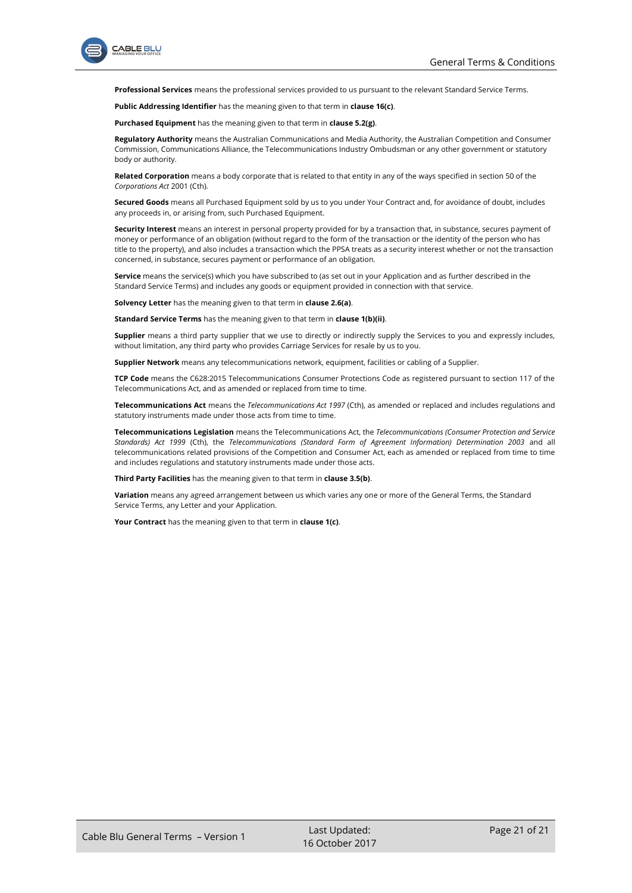**Professional Services** means the professional services provided to us pursuant to the relevant Standard Service Terms.

**Public Addressing Identifier** has the meaning given to that term in **clause 16(c)**.

**Purchased Equipment** has the meaning given to that term in **clause 5.2(g)**.

**Regulatory Authority** means the Australian Communications and Media Authority, the Australian Competition and Consumer Commission, Communications Alliance, the Telecommunications Industry Ombudsman or any other government or statutory body or authority.

**Related Corporation** means a body corporate that is related to that entity in any of the ways specified in section 50 of the *Corporations Act* 2001 (Cth).

**Secured Goods** means all Purchased Equipment sold by us to you under Your Contract and, for avoidance of doubt, includes any proceeds in, or arising from, such Purchased Equipment.

**Security Interest** means an interest in personal property provided for by a transaction that, in substance, secures payment of money or performance of an obligation (without regard to the form of the transaction or the identity of the person who has title to the property), and also includes a transaction which the PPSA treats as a security interest whether or not the transaction concerned, in substance, secures payment or performance of an obligation.

**Service** means the service(s) which you have subscribed to (as set out in your Application and as further described in the Standard Service Terms) and includes any goods or equipment provided in connection with that service.

**Solvency Letter** has the meaning given to that term in **clause 2.6(a)**.

**Standard Service Terms** has the meaning given to that term in **clause 1(b)(ii)**.

**Supplier** means a third party supplier that we use to directly or indirectly supply the Services to you and expressly includes, without limitation, any third party who provides Carriage Services for resale by us to you.

**Supplier Network** means any telecommunications network, equipment, facilities or cabling of a Supplier.

**TCP Code** means the C628:2015 Telecommunications Consumer Protections Code as registered pursuant to section 117 of the Telecommunications Act, and as amended or replaced from time to time.

**Telecommunications Act** means the *Telecommunications Act 1997* (Cth), as amended or replaced and includes regulations and statutory instruments made under those acts from time to time.

**Telecommunications Legislation** means the Telecommunications Act, the *Telecommunications (Consumer Protection and Service Standards) Act 1999* (Cth), the *Telecommunications (Standard Form of Agreement Information) Determination 2003* and all telecommunications related provisions of the Competition and Consumer Act, each as amended or replaced from time to time and includes regulations and statutory instruments made under those acts.

**Third Party Facilities** has the meaning given to that term in **clause 3.5(b)**.

**Variation** means any agreed arrangement between us which varies any one or more of the General Terms, the Standard Service Terms, any Letter and your Application.

**Your Contract** has the meaning given to that term in **clause 1(c)**.